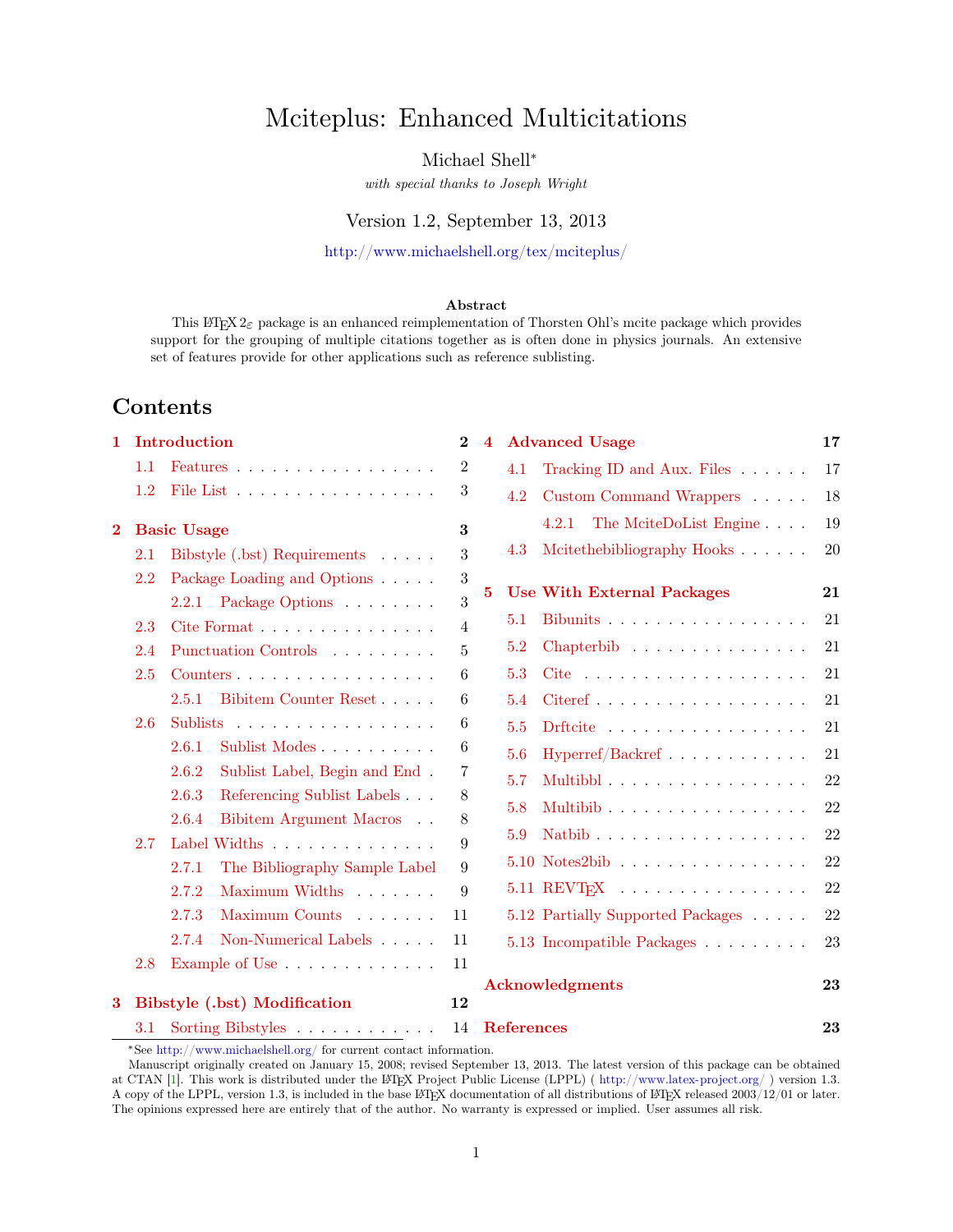# Mciteplus: Enhanced Multicitations

Michael Shell*

*with special thanks to Joseph Wright*

Version 1.2, September 13, 2013

http://www.michaelshell.org/tex/mciteplus/

**Abstract**

This LaTeX 2ε package is an enhanced reimplementation of Thorsten Ohl's mcite package which provides support for the grouping of multiple citations together as is often done in physics journals. An extensive set of features provide for other applications such as reference sublisting.

## Contents

- **1 Introduction** — 2
  - 1.1 Features — 2
  - 1.2 File List — 3
- **2 Basic Usage** — 3
  - 2.1 Bibstyle (.bst) Requirements — 3
  - 2.2 Package Loading and Options — 3
    - 2.2.1 Package Options — 3
  - 2.3 Cite Format — 4
  - 2.4 Punctuation Controls — 5
  - 2.5 Counters — 6
    - 2.5.1 Bibitem Counter Reset — 6
  - 2.6 Sublists — 6
    - 2.6.1 Sublist Modes — 6
    - 2.6.2 Sublist Label, Begin and End — 7
    - 2.6.3 Referencing Sublist Labels — 8
    - 2.6.4 Bibitem Argument Macros — 8
  - 2.7 Label Widths — 9
    - 2.7.1 The Bibliography Sample Label — 9
    - 2.7.2 Maximum Widths — 9
    - 2.7.3 Maximum Counts — 11
    - 2.7.4 Non-Numerical Labels — 11
  - 2.8 Example of Use — 11
- **3 Bibstyle (.bst) Modification** — 12
  - 3.1 Sorting Bibstyles — 14
- **4 Advanced Usage** — 17
  - 4.1 Tracking ID and Aux. Files — 17
  - 4.2 Custom Command Wrappers — 18
    - 4.2.1 The MciteDoList Engine — 19
  - 4.3 Mcitethebibliography Hooks — 20
- **5 Use With External Packages** — 21
  - 5.1 Bibunits — 21
  - 5.2 Chapterbib — 21
  - 5.3 Cite — 21
  - 5.4 Citeref — 21
  - 5.5 Drftcite — 21
  - 5.6 Hyperref/Backref — 21
  - 5.7 Multibbl — 22
  - 5.8 Multibib — 22
  - 5.9 Natbib — 22
  - 5.10 Notes2bib — 22
  - 5.11 REVTeX — 22
  - 5.12 Partially Supported Packages — 22
  - 5.13 Incompatible Packages — 23
- **Acknowledgments** — 23
- **References** — 23

*See http://www.michaelshell.org/ for current contact information.

Manuscript originally created on January 15, 2008; revised September 13, 2013. The latest version of this package can be obtained at CTAN [1]. This work is distributed under the LaTeX Project Public License (LPPL) ( http://www.latex-project.org/ ) version 1.3. A copy of the LPPL, version 1.3, is included in the base LaTeX documentation of all distributions of LaTeX released 2003/12/01 or later. The opinions expressed here are entirely that of the author. No warranty is expressed or implied. User assumes all risk.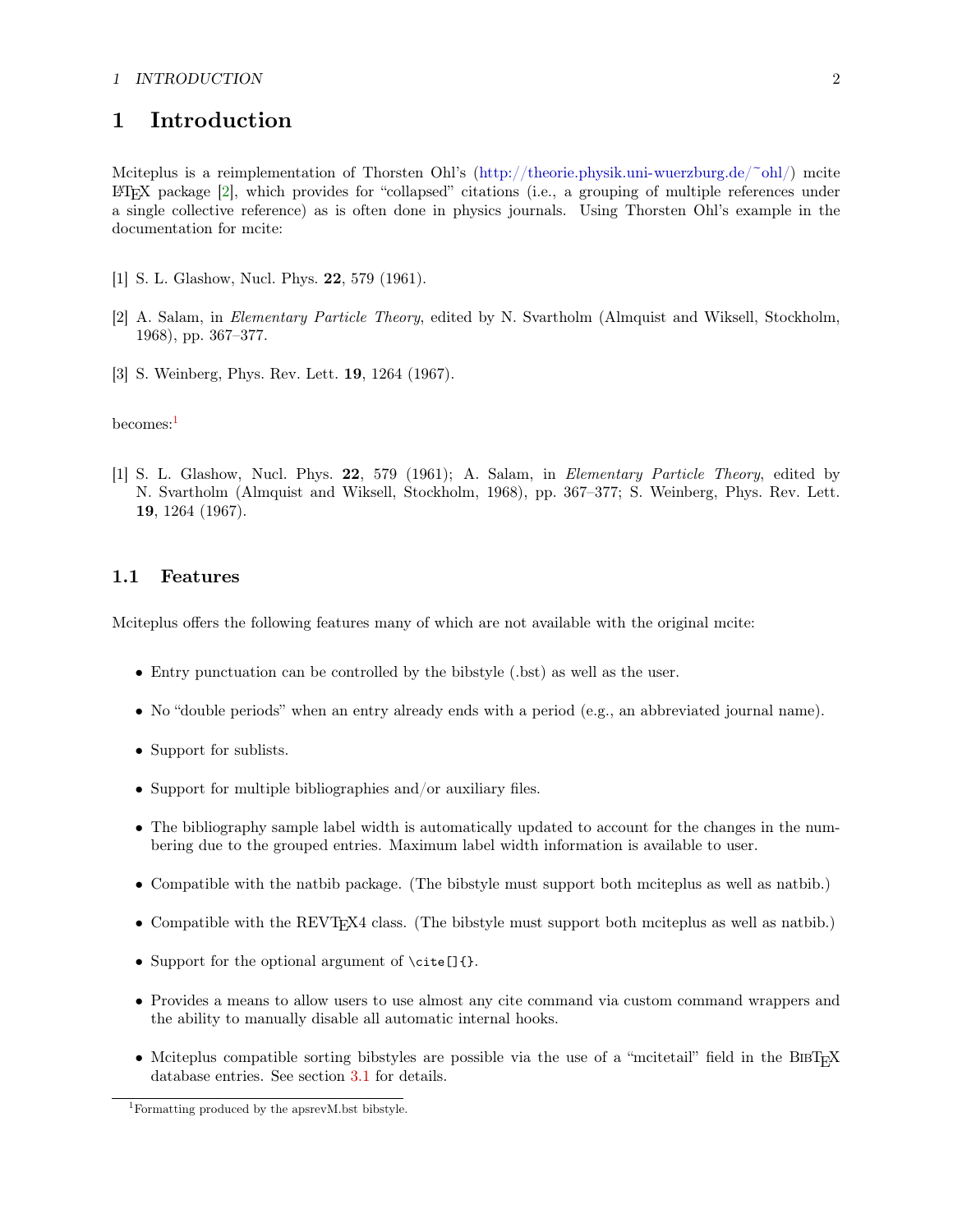# 1 Introduction

Mciteplus is a reimplementation of Thorsten Ohl's (http://theorie.physik.uni-wuerzburg.de/~ohl/) mcite LaTeX package [2], which provides for "collapsed" citations (i.e., a grouping of multiple references under a single collective reference) as is often done in physics journals. Using Thorsten Ohl's example in the documentation for mcite:

[1] S. L. Glashow, Nucl. Phys. **22**, 579 (1961).

[2] A. Salam, in *Elementary Particle Theory*, edited by N. Svartholm (Almquist and Wiksell, Stockholm, 1968), pp. 367–377.

[3] S. Weinberg, Phys. Rev. Lett. **19**, 1264 (1967).

becomes:[1]

[1] S. L. Glashow, Nucl. Phys. **22**, 579 (1961); A. Salam, in *Elementary Particle Theory*, edited by N. Svartholm (Almquist and Wiksell, Stockholm, 1968), pp. 367–377; S. Weinberg, Phys. Rev. Lett. **19**, 1264 (1967).

## 1.1 Features

Mciteplus offers the following features many of which are not available with the original mcite:

- Entry punctuation can be controlled by the bibstyle (.bst) as well as the user.
- No "double periods" when an entry already ends with a period (e.g., an abbreviated journal name).
- Support for sublists.
- Support for multiple bibliographies and/or auxiliary files.
- The bibliography sample label width is automatically updated to account for the changes in the numbering due to the grouped entries. Maximum label width information is available to user.
- Compatible with the natbib package. (The bibstyle must support both mciteplus as well as natbib.)
- Compatible with the REVTeX4 class. (The bibstyle must support both mciteplus as well as natbib.)
- Support for the optional argument of `\cite[]{}`.
- Provides a means to allow users to use almost any cite command via custom command wrappers and the ability to manually disable all automatic internal hooks.
- Mciteplus compatible sorting bibstyles are possible via the use of a "mcitetail" field in the BibTeX database entries. See section 3.1 for details.

[1] Formatting produced by the apsrevM.bst bibstyle.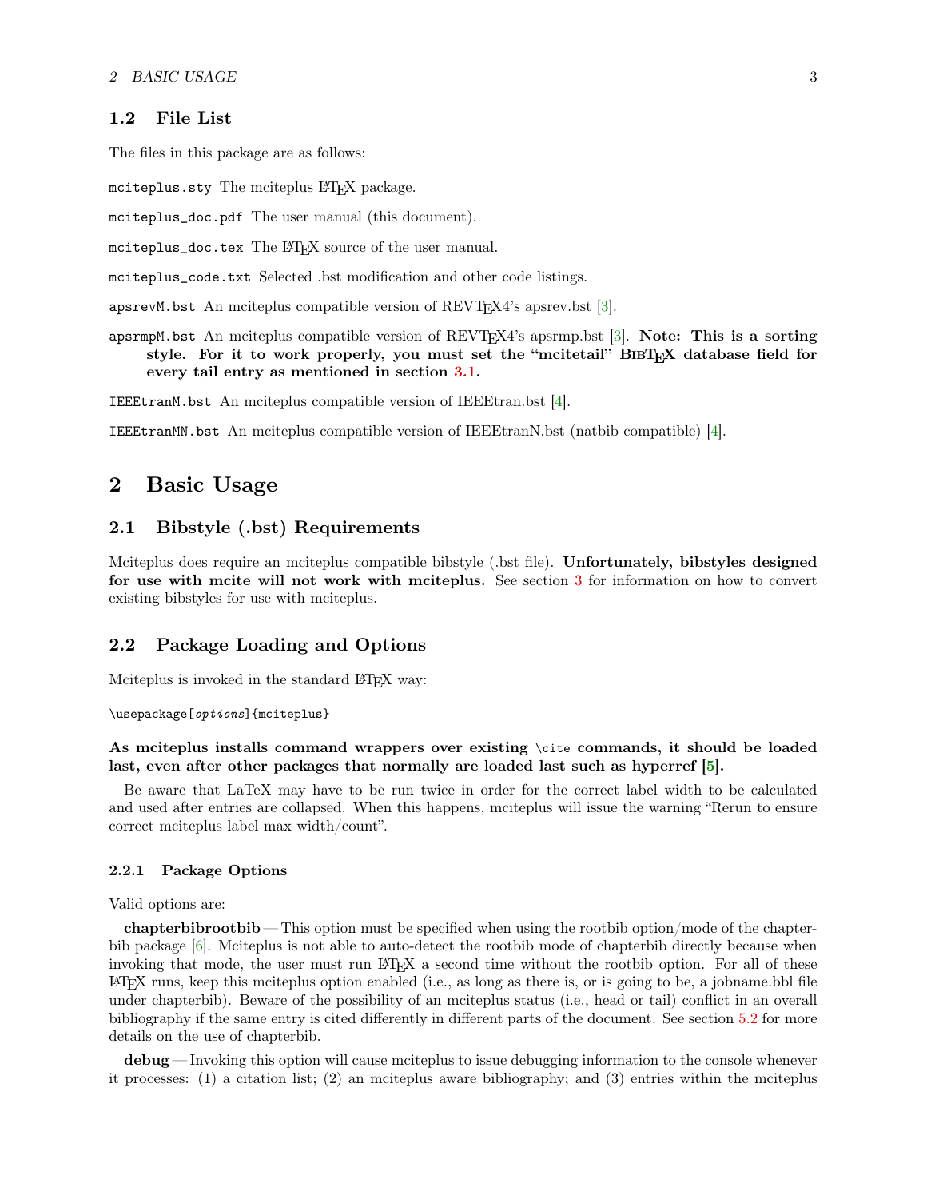### 1.2 File List

The files in this package are as follows:

`mciteplus.sty` The mciteplus LaTeX package.

`mciteplus_doc.pdf` The user manual (this document).

`mciteplus_doc.tex` The LaTeX source of the user manual.

`mciteplus_code.txt` Selected .bst modification and other code listings.

`apsrevM.bst` An mciteplus compatible version of REVTeX4's apsrev.bst [3].

`apsrmpM.bst` An mciteplus compatible version of REVTeX4's apsrmp.bst [3]. **Note: This is a sorting style. For it to work properly, you must set the "mcitetail" BibTeX database field for every tail entry as mentioned in section 3.1.**

`IEEEtranM.bst` An mciteplus compatible version of IEEEtran.bst [4].

`IEEEtranMN.bst` An mciteplus compatible version of IEEEtranN.bst (natbib compatible) [4].

## 2 Basic Usage

### 2.1 Bibstyle (.bst) Requirements

Mciteplus does require an mciteplus compatible bibstyle (.bst file). **Unfortunately, bibstyles designed for use with mcite will not work with mciteplus.** See section 3 for information on how to convert existing bibstyles for use with mciteplus.

### 2.2 Package Loading and Options

Mciteplus is invoked in the standard LaTeX way:

```
\usepackage[options]{mciteplus}
```

**As mciteplus installs command wrappers over existing `\cite` commands, it should be loaded last, even after other packages that normally are loaded last such as hyperref [5].**

Be aware that LaTeX may have to be run twice in order for the correct label width to be calculated and used after entries are collapsed. When this happens, mciteplus will issue the warning "Rerun to ensure correct mciteplus label max width/count".

#### 2.2.1 Package Options

Valid options are:

**chapterbibrootbib** — This option must be specified when using the rootbib option/mode of the chapterbib package [6]. Mciteplus is not able to auto-detect the rootbib mode of chapterbib directly because when invoking that mode, the user must run LaTeX a second time without the rootbib option. For all of these LaTeX runs, keep this mciteplus option enabled (i.e., as long as there is, or is going to be, a jobname.bbl file under chapterbib). Beware of the possibility of an mciteplus status (i.e., head or tail) conflict in an overall bibliography if the same entry is cited differently in different parts of the document. See section 5.2 for more details on the use of chapterbib.

**debug** — Invoking this option will cause mciteplus to issue debugging information to the console whenever it processes: (1) a citation list; (2) an mciteplus aware bibliography; and (3) entries within the mciteplus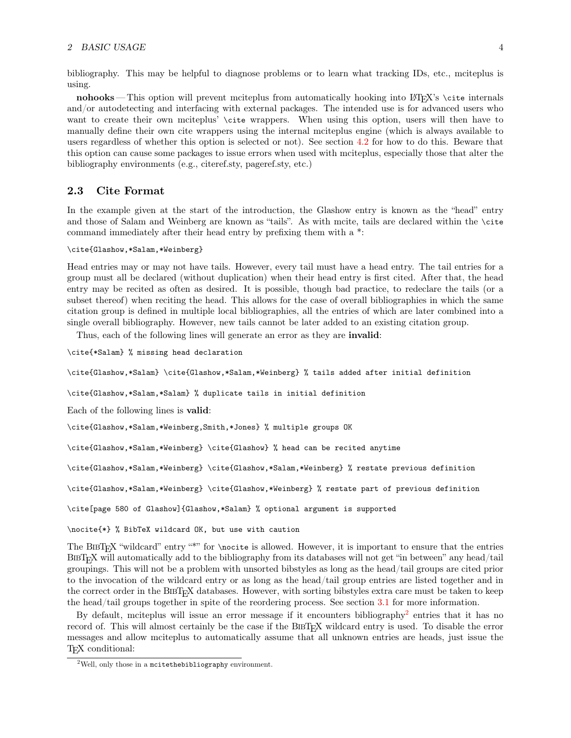bibliography. This may be helpful to diagnose problems or to learn what tracking IDs, etc., mciteplus is using.

**nohooks** — This option will prevent mciteplus from automatically hooking into LaTeX's `\cite` internals and/or autodetecting and interfacing with external packages. The intended use is for advanced users who want to create their own mciteplus' `\cite` wrappers. When using this option, users will then have to manually define their own cite wrappers using the internal mciteplus engine (which is always available to users regardless of whether this option is selected or not). See section 4.2 for how to do this. Beware that this option can cause some packages to issue errors when used with mciteplus, especially those that alter the bibliography environments (e.g., citeref.sty, pageref.sty, etc.)

### 2.3 Cite Format

In the example given at the start of the introduction, the Glashow entry is known as the "head" entry and those of Salam and Weinberg are known as "tails". As with mcite, tails are declared within the `\cite` command immediately after their head entry by prefixing them with a *:

```
\cite{Glashow,*Salam,*Weinberg}
```

Head entries may or may not have tails. However, every tail must have a head entry. The tail entries for a group must all be declared (without duplication) when their head entry is first cited. After that, the head entry may be recited as often as desired. It is possible, though bad practice, to redeclare the tails (or a subset thereof) when reciting the head. This allows for the case of overall bibliographies in which the same citation group is defined in multiple local bibliographies, all the entries of which are later combined into a single overall bibliography. However, new tails cannot be later added to an existing citation group.

Thus, each of the following lines will generate an error as they are **invalid**:

```
\cite{*Salam} % missing head declaration

\cite{Glashow,*Salam} \cite{Glashow,*Salam,*Weinberg} % tails added after initial definition

\cite{Glashow,*Salam,*Salam} % duplicate tails in initial definition
```

Each of the following lines is **valid**:

```
\cite{Glashow,*Salam,*Weinberg,Smith,*Jones} % multiple groups OK

\cite{Glashow,*Salam,*Weinberg} \cite{Glashow} % head can be recited anytime

\cite{Glashow,*Salam,*Weinberg} \cite{Glashow,*Salam,*Weinberg} % restate previous definition

\cite{Glashow,*Salam,*Weinberg} \cite{Glashow,*Weinberg} % restate part of previous definition

\cite[page 580 of Glashow]{Glashow,*Salam} % optional argument is supported

\nocite{*} % BibTeX wildcard OK, but use with caution
```

The BibTeX "wildcard" entry "*" for `\nocite` is allowed. However, it is important to ensure that the entries BibTeX will automatically add to the bibliography from its databases will not get "in between" any head/tail groupings. This will not be a problem with unsorted bibstyles as long as the head/tail groups are cited prior to the invocation of the wildcard entry or as long as the head/tail group entries are listed together and in the correct order in the BibTeX databases. However, with sorting bibstyles extra care must be taken to keep the head/tail groups together in spite of the reordering process. See section 3.1 for more information.

By default, mciteplus will issue an error message if it encounters bibliography[2] entries that it has no record of. This will almost certainly be the case if the BibTeX wildcard entry is used. To disable the error messages and allow mciteplus to automatically assume that all unknown entries are heads, just issue the TeX conditional:

[2] Well, only those in a `mcitethebibliography` environment.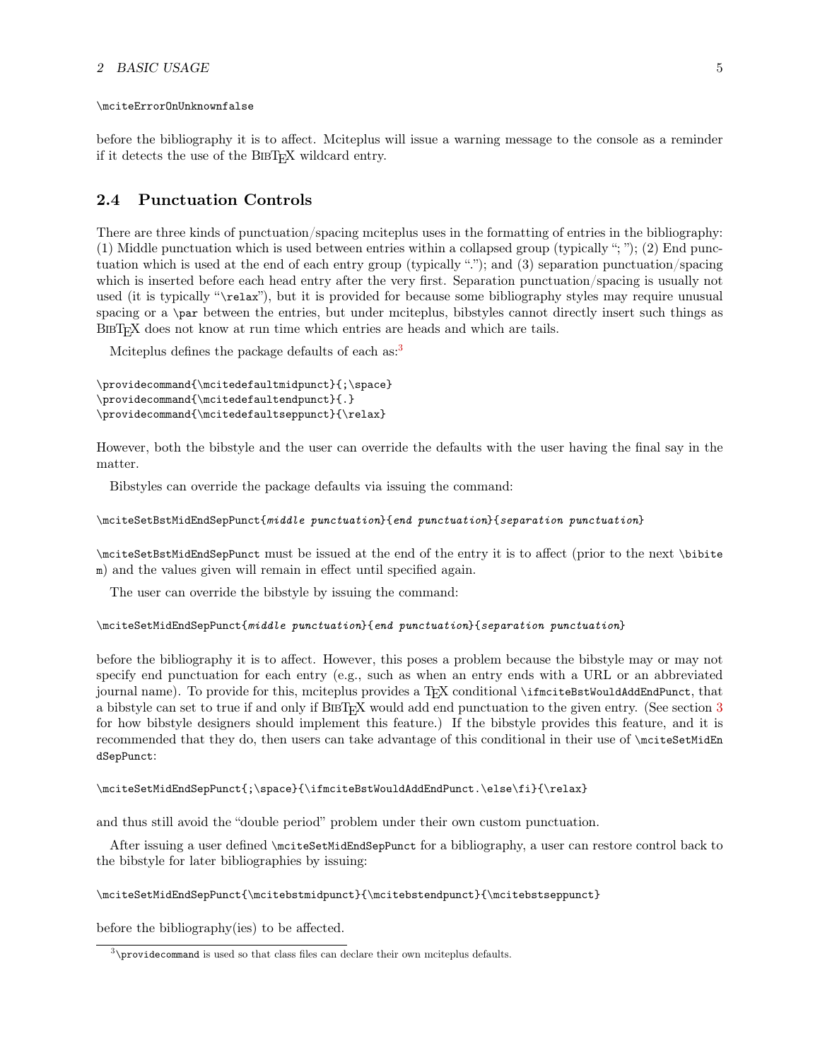```
\mciteErrorOnUnknownfalse
```

before the bibliography it is to affect. Mciteplus will issue a warning message to the console as a reminder if it detects the use of the BIBTEX wildcard entry.

### 2.4 Punctuation Controls

There are three kinds of punctuation/spacing mciteplus uses in the formatting of entries in the bibliography: (1) Middle punctuation which is used between entries within a collapsed group (typically "; "); (2) End punctuation which is used at the end of each entry group (typically "."); and (3) separation punctuation/spacing which is inserted before each head entry after the very first. Separation punctuation/spacing is usually not used (it is typically "`\relax`"), but it is provided for because some bibliography styles may require unusual spacing or a `\par` between the entries, but under mciteplus, bibstyles cannot directly insert such things as BIBTEX does not know at run time which entries are heads and which are tails.

Mciteplus defines the package defaults of each as:[3]

```
\providecommand{\mcitedefaultmidpunct}{;\space}
\providecommand{\mcitedefaultendpunct}{.}
\providecommand{\mcitedefaultseppunct}{\relax}
```

However, both the bibstyle and the user can override the defaults with the user having the final say in the matter.

Bibstyles can override the package defaults via issuing the command:

```
\mciteSetBstMidEndSepPunct{middle punctuation}{end punctuation}{separation punctuation}
```

`\mciteSetBstMidEndSepPunct` must be issued at the end of the entry it is to affect (prior to the next `\bibitem`) and the values given will remain in effect until specified again.

The user can override the bibstyle by issuing the command:

```
\mciteSetMidEndSepPunct{middle punctuation}{end punctuation}{separation punctuation}
```

before the bibliography it is to affect. However, this poses a problem because the bibstyle may or may not specify end punctuation for each entry (e.g., such as when an entry ends with a URL or an abbreviated journal name). To provide for this, mciteplus provides a TEX conditional `\ifmciteBstWouldAddEndPunct`, that a bibstyle can set to true if and only if BIBTEX would add end punctuation to the given entry. (See section 3 for how bibstyle designers should implement this feature.) If the bibstyle provides this feature, and it is recommended that they do, then users can take advantage of this conditional in their use of `\mciteSetMidEndSepPunct`:

```
\mciteSetMidEndSepPunct{;\space}{\ifmciteBstWouldAddEndPunct.\else\fi}{\relax}
```

and thus still avoid the "double period" problem under their own custom punctuation.

After issuing a user defined `\mciteSetMidEndSepPunct` for a bibliography, a user can restore control back to the bibstyle for later bibliographies by issuing:

```
\mciteSetMidEndSepPunct{\mcitebstmidpunct}{\mcitebstendpunct}{\mcitebstseppunct}
```

before the bibliography(ies) to be affected.

[3] `\providecommand` is used so that class files can declare their own mciteplus defaults.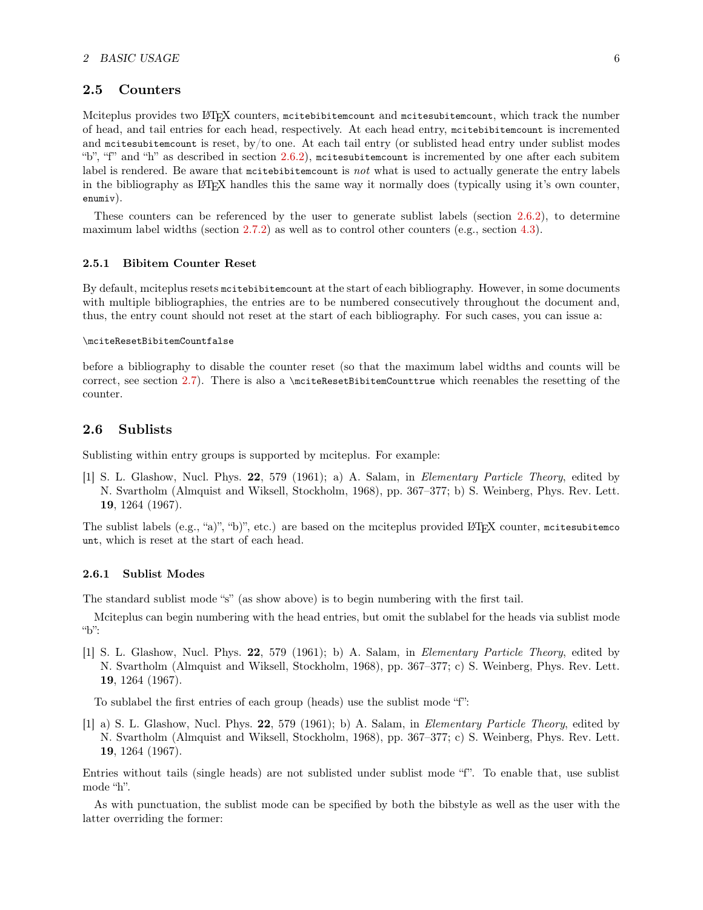## 2.5 Counters

Mciteplus provides two LaTeX counters, `mcitebibitemcount` and `mcitesubitemcount`, which track the number of head, and tail entries for each head, respectively. At each head entry, `mcitebibitemcount` is incremented and `mcitesubitemcount` is reset, by/to one. At each tail entry (or sublisted head entry under sublist modes "b", "f" and "h" as described in section 2.6.2), `mcitesubitemcount` is incremented by one after each subitem label is rendered. Be aware that `mcitebibitemcount` is *not* what is used to actually generate the entry labels in the bibliography as LaTeX handles this the same way it normally does (typically using it's own counter, `enumiv`).

These counters can be referenced by the user to generate sublist labels (section 2.6.2), to determine maximum label widths (section 2.7.2) as well as to control other counters (e.g., section 4.3).

### 2.5.1 Bibitem Counter Reset

By default, mciteplus resets `mcitebibitemcount` at the start of each bibliography. However, in some documents with multiple bibliographies, the entries are to be numbered consecutively throughout the document and, thus, the entry count should not reset at the start of each bibliography. For such cases, you can issue a:

```
\mciteResetBibitemCountfalse
```

before a bibliography to disable the counter reset (so that the maximum label widths and counts will be correct, see section 2.7). There is also a `\mciteResetBibitemCounttrue` which reenables the resetting of the counter.

## 2.6 Sublists

Sublisting within entry groups is supported by mciteplus. For example:

[1] S. L. Glashow, Nucl. Phys. **22**, 579 (1961); a) A. Salam, in *Elementary Particle Theory*, edited by N. Svartholm (Almquist and Wiksell, Stockholm, 1968), pp. 367–377; b) S. Weinberg, Phys. Rev. Lett. **19**, 1264 (1967).

The sublist labels (e.g., "a)", "b)", etc.) are based on the mciteplus provided LaTeX counter, `mcitesubitemcount`, which is reset at the start of each head.

### 2.6.1 Sublist Modes

The standard sublist mode "s" (as show above) is to begin numbering with the first tail.

Mciteplus can begin numbering with the head entries, but omit the sublabel for the heads via sublist mode "b":

[1] S. L. Glashow, Nucl. Phys. **22**, 579 (1961); b) A. Salam, in *Elementary Particle Theory*, edited by N. Svartholm (Almquist and Wiksell, Stockholm, 1968), pp. 367–377; c) S. Weinberg, Phys. Rev. Lett. **19**, 1264 (1967).

To sublabel the first entries of each group (heads) use the sublist mode "f":

[1] a) S. L. Glashow, Nucl. Phys. **22**, 579 (1961); b) A. Salam, in *Elementary Particle Theory*, edited by N. Svartholm (Almquist and Wiksell, Stockholm, 1968), pp. 367–377; c) S. Weinberg, Phys. Rev. Lett. **19**, 1264 (1967).

Entries without tails (single heads) are not sublisted under sublist mode "f". To enable that, use sublist mode "h".

As with punctuation, the sublist mode can be specified by both the bibstyle as well as the user with the latter overriding the former: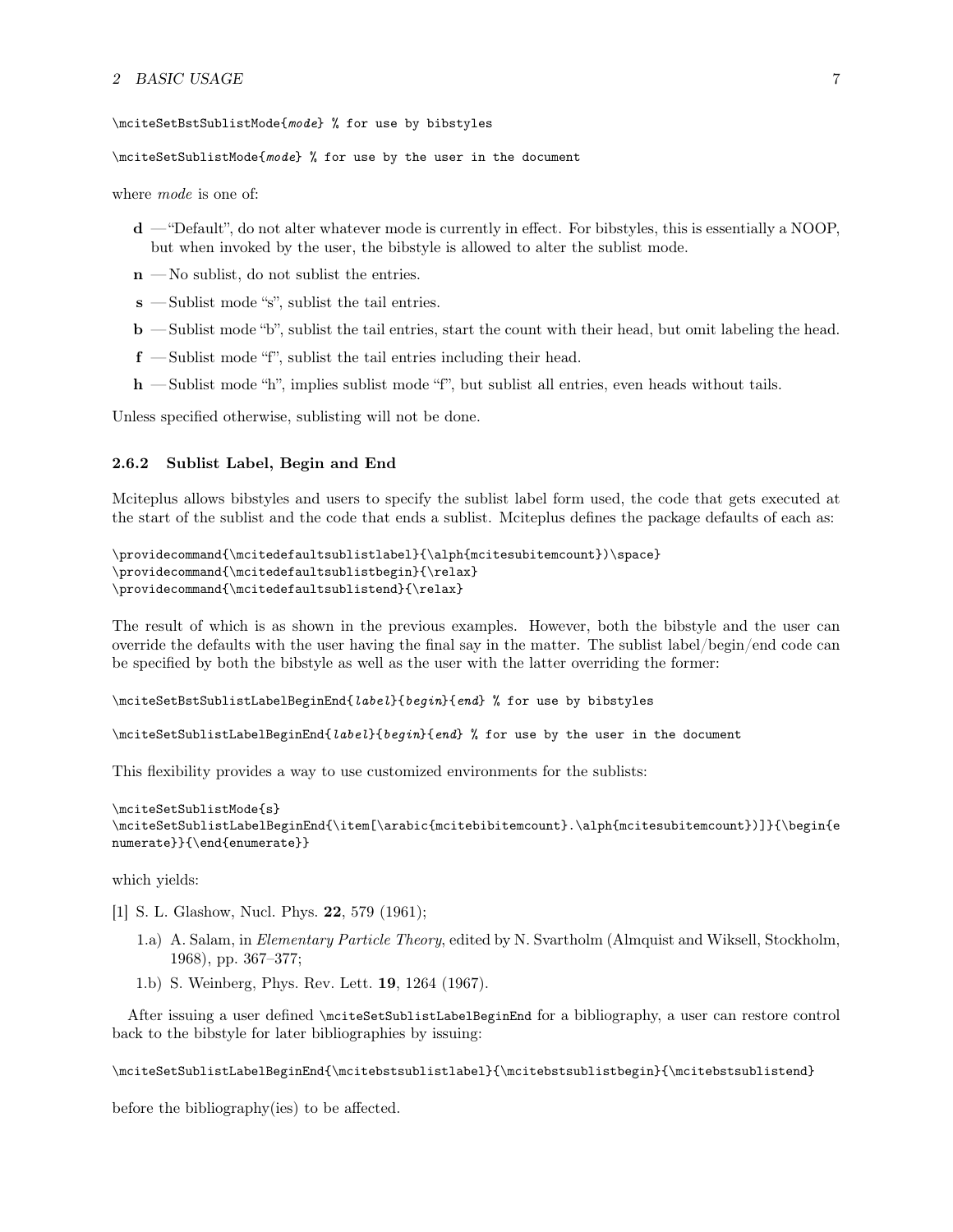```
\mciteSetBstSublistMode{mode} % for use by bibstyles

\mciteSetSublistMode{mode} % for use by the user in the document
```

where *mode* is one of:

- **d** — "Default", do not alter whatever mode is currently in effect. For bibstyles, this is essentially a NOOP, but when invoked by the user, the bibstyle is allowed to alter the sublist mode.
- **n** — No sublist, do not sublist the entries.
- **s** — Sublist mode "s", sublist the tail entries.
- **b** — Sublist mode "b", sublist the tail entries, start the count with their head, but omit labeling the head.
- **f** — Sublist mode "f", sublist the tail entries including their head.
- **h** — Sublist mode "h", implies sublist mode "f", but sublist all entries, even heads without tails.

Unless specified otherwise, sublisting will not be done.

### 2.6.2 Sublist Label, Begin and End

Mciteplus allows bibstyles and users to specify the sublist label form used, the code that gets executed at the start of the sublist and the code that ends a sublist. Mciteplus defines the package defaults of each as:

```
\providecommand{\mcitedefaultsublistlabel}{\alph{mcitesubitemcount})\space}
\providecommand{\mcitedefaultsublistbegin}{\relax}
\providecommand{\mcitedefaultsublistend}{\relax}
```

The result of which is as shown in the previous examples. However, both the bibstyle and the user can override the defaults with the user having the final say in the matter. The sublist label/begin/end code can be specified by both the bibstyle as well as the user with the latter overriding the former:

```
\mciteSetBstSublistLabelBeginEnd{label}{begin}{end} % for use by bibstyles

\mciteSetSublistLabelBeginEnd{label}{begin}{end} % for use by the user in the document
```

This flexibility provides a way to use customized environments for the sublists:

```
\mciteSetSublistMode{s}
\mciteSetSublistLabelBeginEnd{\item[\arabic{mcitebibitemcount}.\alph{mcitesubitemcount})]}{\begin{e
numerate}}{\end{enumerate}}
```

which yields:

[1] S. L. Glashow, Nucl. Phys. **22**, 579 (1961);

  1.a) A. Salam, in *Elementary Particle Theory*, edited by N. Svartholm (Almquist and Wiksell, Stockholm, 1968), pp. 367–377;

  1.b) S. Weinberg, Phys. Rev. Lett. **19**, 1264 (1967).

After issuing a user defined `\mciteSetSublistLabelBeginEnd` for a bibliography, a user can restore control back to the bibstyle for later bibliographies by issuing:

```
\mciteSetSublistLabelBeginEnd{\mcitebstsublistlabel}{\mcitebstsublistbegin}{\mcitebstsublistend}
```

before the bibliography(ies) to be affected.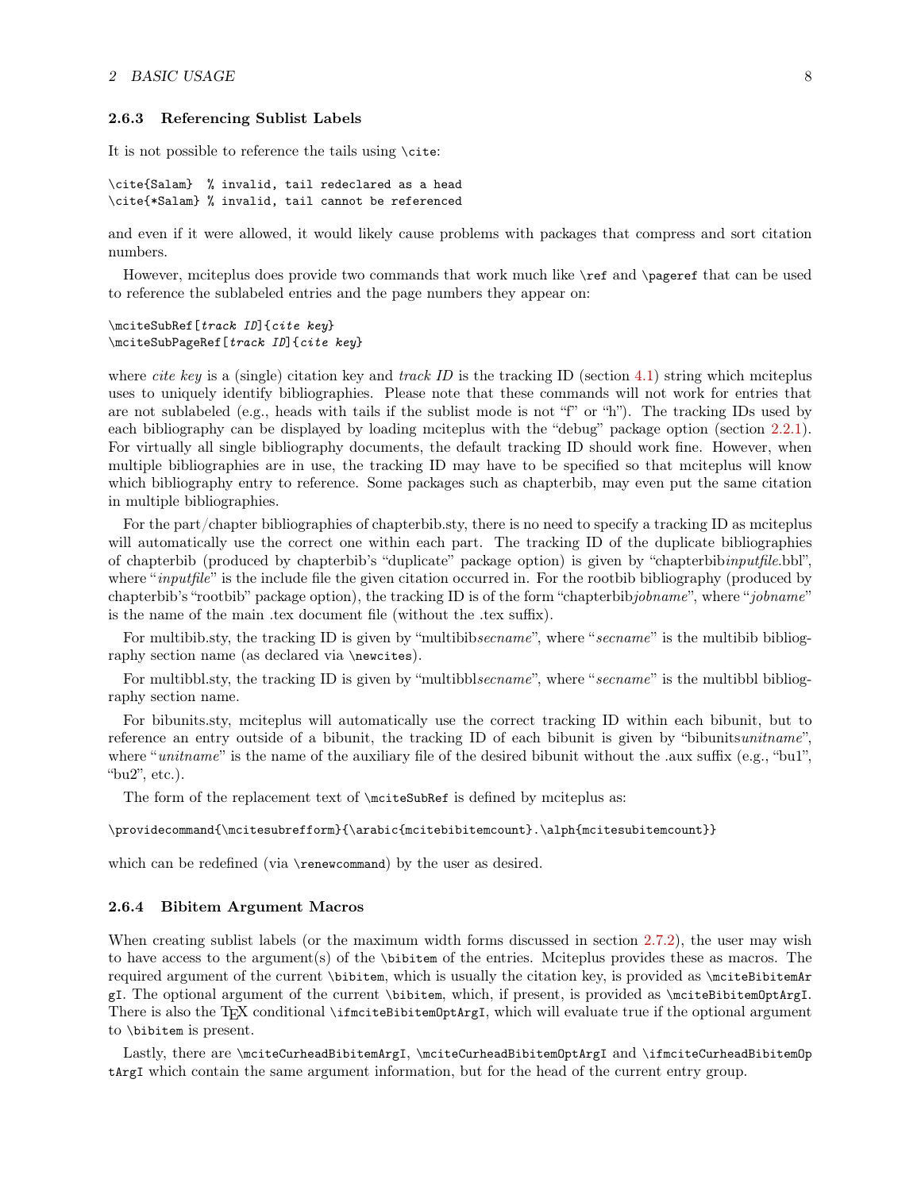### 2.6.3 Referencing Sublist Labels

It is not possible to reference the tails using `\cite`:

```
\cite{Salam}  % invalid, tail redeclared as a head
\cite{*Salam} % invalid, tail cannot be referenced
```

and even if it were allowed, it would likely cause problems with packages that compress and sort citation numbers.

However, mciteplus does provide two commands that work much like `\ref` and `\pageref` that can be used to reference the sublabeled entries and the page numbers they appear on:

```
\mciteSubRef[track ID]{cite key}
\mciteSubPageRef[track ID]{cite key}
```

where *cite key* is a (single) citation key and *track ID* is the tracking ID (section 4.1) string which mciteplus uses to uniquely identify bibliographies. Please note that these commands will not work for entries that are not sublabeled (e.g., heads with tails if the sublist mode is not "f" or "h"). The tracking IDs used by each bibliography can be displayed by loading mciteplus with the "debug" package option (section 2.2.1). For virtually all single bibliography documents, the default tracking ID should work fine. However, when multiple bibliographies are in use, the tracking ID may have to be specified so that mciteplus will know which bibliography entry to reference. Some packages such as chapterbib, may even put the same citation in multiple bibliographies.

For the part/chapter bibliographies of chapterbib.sty, there is no need to specify a tracking ID as mciteplus will automatically use the correct one within each part. The tracking ID of the duplicate bibliographies of chapterbib (produced by chapterbib's "duplicate" package option) is given by "chapterbib*inputfile*.bbl", where "*inputfile*" is the include file the given citation occurred in. For the rootbib bibliography (produced by chapterbib's "rootbib" package option), the tracking ID is of the form "chapterbib*jobname*", where "*jobname*" is the name of the main .tex document file (without the .tex suffix).

For multibib.sty, the tracking ID is given by "multibib*secname*", where "*secname*" is the multibib bibliography section name (as declared via `\newcites`).

For multibbl.sty, the tracking ID is given by "multibbl*secname*", where "*secname*" is the multibbl bibliography section name.

For bibunits.sty, mciteplus will automatically use the correct tracking ID within each bibunit, but to reference an entry outside of a bibunit, the tracking ID of each bibunit is given by "bibunits*unitname*", where "*unitname*" is the name of the auxiliary file of the desired bibunit without the .aux suffix (e.g., "bu1", "bu2", etc.).

The form of the replacement text of `\mciteSubRef` is defined by mciteplus as:

```
\providecommand{\mcitesubrefform}{\arabic{mcitebibitemcount}.\alph{mcitesubitemcount}}
```

which can be redefined (via `\renewcommand`) by the user as desired.

### 2.6.4 Bibitem Argument Macros

When creating sublist labels (or the maximum width forms discussed in section 2.7.2), the user may wish to have access to the argument(s) of the `\bibitem` of the entries. Mciteplus provides these as macros. The required argument of the current `\bibitem`, which is usually the citation key, is provided as `\mciteBibitemArgI`. The optional argument of the current `\bibitem`, which, if present, is provided as `\mciteBibitemOptArgI`. There is also the TeX conditional `\ifmciteBibitemOptArgI`, which will evaluate true if the optional argument to `\bibitem` is present.

Lastly, there are `\mciteCurheadBibitemArgI`, `\mciteCurheadBibitemOptArgI` and `\ifmciteCurheadBibitemOptArgI` which contain the same argument information, but for the head of the current entry group.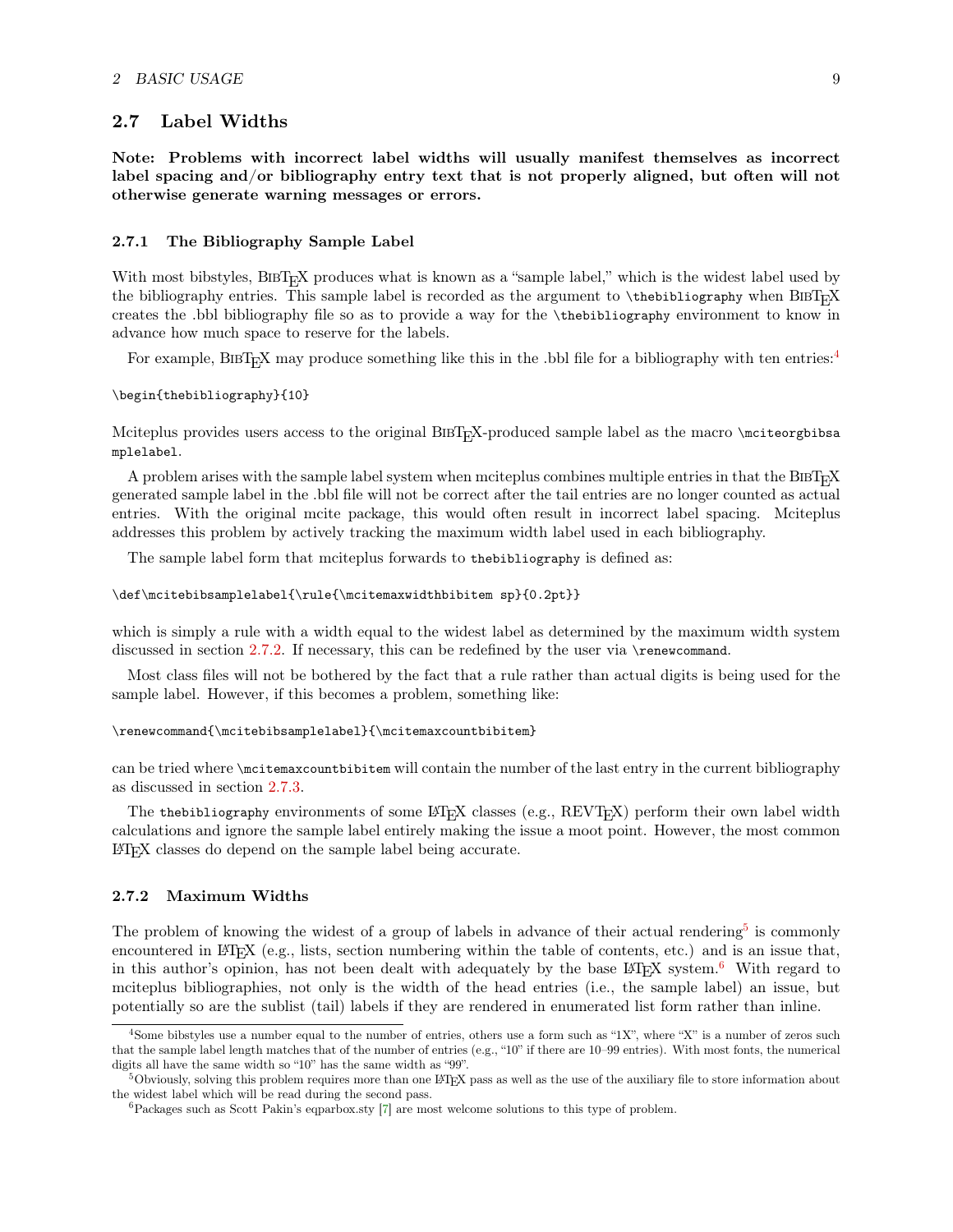## 2.7 Label Widths

**Note: Problems with incorrect label widths will usually manifest themselves as incorrect label spacing and/or bibliography entry text that is not properly aligned, but often will not otherwise generate warning messages or errors.**

### 2.7.1 The Bibliography Sample Label

With most bibstyles, BibTeX produces what is known as a "sample label," which is the widest label used by the bibliography entries. This sample label is recorded as the argument to `\thebibliography` when BibTeX creates the .bbl bibliography file so as to provide a way for the `\thebibliography` environment to know in advance how much space to reserve for the labels.

For example, BibTeX may produce something like this in the .bbl file for a bibliography with ten entries:[4]

```
\begin{thebibliography}{10}
```

Mciteplus provides users access to the original BibTeX-produced sample label as the macro `\mciteorgbibsamplelabel`.

A problem arises with the sample label system when mciteplus combines multiple entries in that the BibTeX generated sample label in the .bbl file will not be correct after the tail entries are no longer counted as actual entries. With the original mcite package, this would often result in incorrect label spacing. Mciteplus addresses this problem by actively tracking the maximum width label used in each bibliography.

The sample label form that mciteplus forwards to `thebibliography` is defined as:

```
\def\mcitebibsamplelabel{\rule{\mcitemaxwidthbibitem sp}{0.2pt}}
```

which is simply a rule with a width equal to the widest label as determined by the maximum width system discussed in section 2.7.2. If necessary, this can be redefined by the user via `\renewcommand`.

Most class files will not be bothered by the fact that a rule rather than actual digits is being used for the sample label. However, if this becomes a problem, something like:

```
\renewcommand{\mcitebibsamplelabel}{\mcitemaxcountbibitem}
```

can be tried where `\mcitemaxcountbibitem` will contain the number of the last entry in the current bibliography as discussed in section 2.7.3.

The `thebibliography` environments of some LaTeX classes (e.g., REVTeX) perform their own label width calculations and ignore the sample label entirely making the issue a moot point. However, the most common LaTeX classes do depend on the sample label being accurate.

### 2.7.2 Maximum Widths

The problem of knowing the widest of a group of labels in advance of their actual rendering[5] is commonly encountered in LaTeX (e.g., lists, section numbering within the table of contents, etc.) and is an issue that, in this author's opinion, has not been dealt with adequately by the base LaTeX system.[6] With regard to mciteplus bibliographies, not only is the width of the head entries (i.e., the sample label) an issue, but potentially so are the sublist (tail) labels if they are rendered in enumerated list form rather than inline.

---

[4] Some bibstyles use a number equal to the number of entries, others use a form such as "1X", where "X" is a number of zeros such that the sample label length matches that of the number of entries (e.g., "10" if there are 10–99 entries). With most fonts, the numerical digits all have the same width so "10" has the same width as "99".

[5] Obviously, solving this problem requires more than one LaTeX pass as well as the use of the auxiliary file to store information about the widest label which will be read during the second pass.

[6] Packages such as Scott Pakin's eqparbox.sty [7] are most welcome solutions to this type of problem.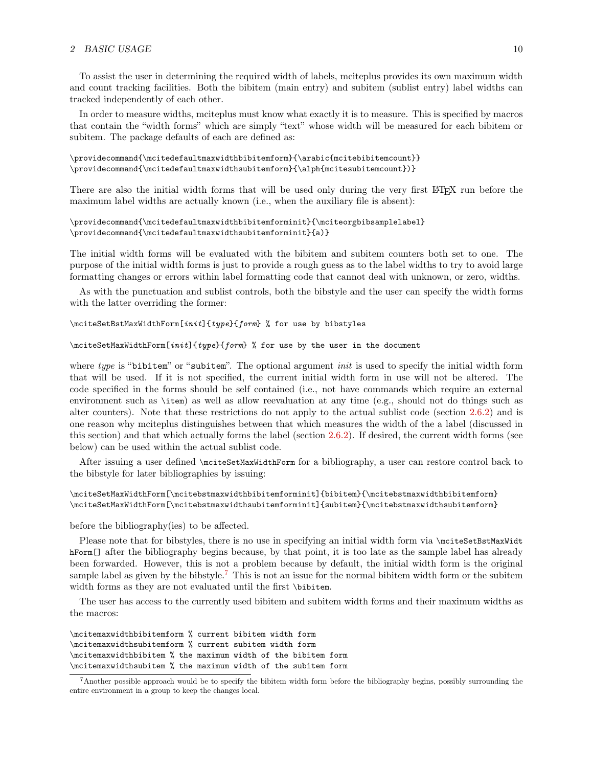To assist the user in determining the required width of labels, mciteplus provides its own maximum width and count tracking facilities. Both the bibitem (main entry) and subitem (sublist entry) label widths can tracked independently of each other.

In order to measure widths, mciteplus must know what exactly it is to measure. This is specified by macros that contain the "width forms" which are simply "text" whose width will be measured for each bibitem or subitem. The package defaults of each are defined as:

```
\providecommand{\mcitedefaultmaxwidthbibitemform}{\arabic{mcitebibitemcount}}
\providecommand{\mcitedefaultmaxwidthsubitemform}{\alph{mcitesubitemcount})}
```

There are also the initial width forms that will be used only during the very first LaTeX run before the maximum label widths are actually known (i.e., when the auxiliary file is absent):

```
\providecommand{\mcitedefaultmaxwidthbibitemforminit}{\mciteorgbibsamplelabel}
\providecommand{\mcitedefaultmaxwidthsubitemforminit}{a)}
```

The initial width forms will be evaluated with the bibitem and subitem counters both set to one. The purpose of the initial width forms is just to provide a rough guess as to the label widths to try to avoid large formatting changes or errors within label formatting code that cannot deal with unknown, or zero, widths.

As with the punctuation and sublist controls, both the bibstyle and the user can specify the width forms with the latter overriding the former:

```
\mciteSetBstMaxWidthForm[init]{type}{form} % for use by bibstyles

\mciteSetMaxWidthForm[init]{type}{form} % for use by the user in the document
```

where *type* is "`bibitem`" or "`subitem`". The optional argument *init* is used to specify the initial width form that will be used. If it is not specified, the current initial width form in use will not be altered. The code specified in the forms should be self contained (i.e., not have commands which require an external environment such as `\item`) as well as allow reevaluation at any time (e.g., should not do things such as alter counters). Note that these restrictions do not apply to the actual sublist code (section 2.6.2) and is one reason why mciteplus distinguishes between that which measures the width of the a label (discussed in this section) and that which actually forms the label (section 2.6.2). If desired, the current width forms (see below) can be used within the actual sublist code.

After issuing a user defined `\mciteSetMaxWidthForm` for a bibliography, a user can restore control back to the bibstyle for later bibliographies by issuing:

```
\mciteSetMaxWidthForm[\mcitebstmaxwidthbibitemforminit]{bibitem}{\mcitebstmaxwidthbibitemform}
\mciteSetMaxWidthForm[\mcitebstmaxwidthsubitemforminit]{subitem}{\mcitebstmaxwidthsubitemform}
```

before the bibliography(ies) to be affected.

Please note that for bibstyles, there is no use in specifying an initial width form via `\mciteSetBstMaxWidthForm[]` after the bibliography begins because, by that point, it is too late as the sample label has already been forwarded. However, this is not a problem because by default, the initial width form is the original sample label as given by the bibstyle.[7] This is not an issue for the normal bibitem width form or the subitem width forms as they are not evaluated until the first `\bibitem`.

The user has access to the currently used bibitem and subitem width forms and their maximum widths as the macros:

```
\mcitemaxwidthbibitemform % current bibitem width form
\mcitemaxwidthsubitemform % current subitem width form
\mcitemaxwidthbibitem % the maximum width of the bibitem form
\mcitemaxwidthsubitem % the maximum width of the subitem form
```

[7] Another possible approach would be to specify the bibitem width form before the bibliography begins, possibly surrounding the entire environment in a group to keep the changes local.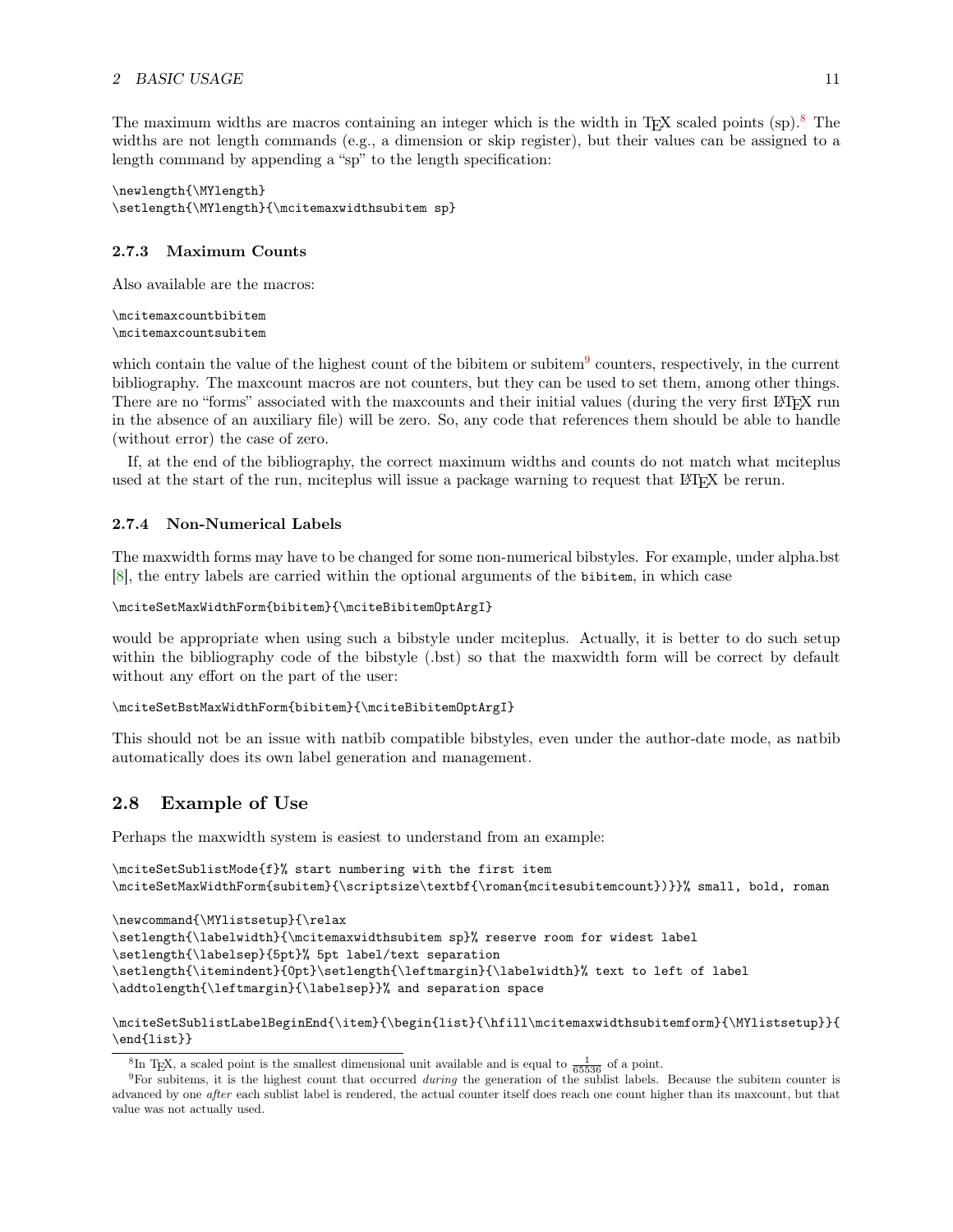The maximum widths are macros containing an integer which is the width in TeX scaled points (sp).[8] The widths are not length commands (e.g., a dimension or skip register), but their values can be assigned to a length command by appending a "sp" to the length specification:

```
\newlength{\MYlength}
\setlength{\MYlength}{\mcitemaxwidthsubitem sp}
```

### 2.7.3 Maximum Counts

Also available are the macros:

```
\mcitemaxcountbibitem
\mcitemaxcountsubitem
```

which contain the value of the highest count of the bibitem or subitem[9] counters, respectively, in the current bibliography. The maxcount macros are not counters, but they can be used to set them, among other things. There are no "forms" associated with the maxcounts and their initial values (during the very first LaTeX run in the absence of an auxiliary file) will be zero. So, any code that references them should be able to handle (without error) the case of zero.

If, at the end of the bibliography, the correct maximum widths and counts do not match what mciteplus used at the start of the run, mciteplus will issue a package warning to request that LaTeX be rerun.

### 2.7.4 Non-Numerical Labels

The maxwidth forms may have to be changed for some non-numerical bibstyles. For example, under alpha.bst [8], the entry labels are carried within the optional arguments of the `bibitem`, in which case

```
\mciteSetMaxWidthForm{bibitem}{\mciteBibitemOptArgI}
```

would be appropriate when using such a bibstyle under mciteplus. Actually, it is better to do such setup within the bibliography code of the bibstyle (.bst) so that the maxwidth form will be correct by default without any effort on the part of the user:

```
\mciteSetBstMaxWidthForm{bibitem}{\mciteBibitemOptArgI}
```

This should not be an issue with natbib compatible bibstyles, even under the author-date mode, as natbib automatically does its own label generation and management.

## 2.8 Example of Use

Perhaps the maxwidth system is easiest to understand from an example:

```
\mciteSetSublistMode{f}% start numbering with the first item
\mciteSetMaxWidthForm{subitem}{\scriptsize\textbf{\roman{mcitesubitemcount})}}% small, bold, roman

\newcommand{\MYlistsetup}{\relax
\setlength{\labelwidth}{\mcitemaxwidthsubitem sp}% reserve room for widest label
\setlength{\labelsep}{5pt}% 5pt label/text separation
\setlength{\itemindent}{0pt}\setlength{\leftmargin}{\labelwidth}% text to left of label
\addtolength{\leftmargin}{\labelsep}}% and separation space

\mciteSetSublistLabelBeginEnd{\item}{\begin{list}{\hfill\mcitemaxwidthsubitemform}{\MYlistsetup}}{
\end{list}}
```

[8] In TeX, a scaled point is the smallest dimensional unit available and is equal to $\frac{1}{65536}$ of a point.

[9] For subitems, it is the highest count that occurred *during* the generation of the sublist labels. Because the subitem counter is advanced by one *after* each sublist label is rendered, the actual counter itself does reach one count higher than its maxcount, but that value was not actually used.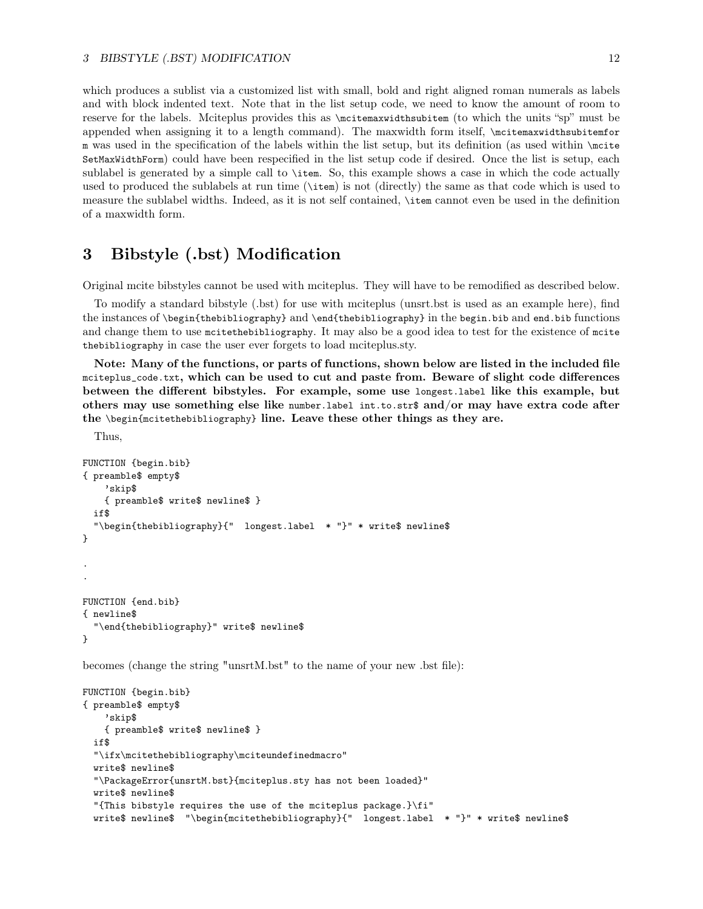which produces a sublist via a customized list with small, bold and right aligned roman numerals as labels and with block indented text. Note that in the list setup code, we need to know the amount of room to reserve for the labels. Mciteplus provides this as `\mcitemaxwidthsubitem` (to which the units "sp" must be appended when assigning it to a length command). The maxwidth form itself, `\mcitemaxwidthsubitemform` was used in the specification of the labels within the list setup, but its definition (as used within `\mciteSetMaxWidthForm`) could have been respecified in the list setup code if desired. Once the list is setup, each sublabel is generated by a simple call to `\item`. So, this example shows a case in which the code actually used to produced the sublabels at run time (`\item`) is not (directly) the same as that code which is used to measure the sublabel widths. Indeed, as it is not self contained, `\item` cannot even be used in the definition of a maxwidth form.

# 3 Bibstyle (.bst) Modification

Original mcite bibstyles cannot be used with mciteplus. They will have to be remodified as described below.

To modify a standard bibstyle (.bst) for use with mciteplus (unsrt.bst is used as an example here), find the instances of `\begin{thebibliography}` and `\end{thebibliography}` in the `begin.bib` and `end.bib` functions and change them to use `mcitethebibliography`. It may also be a good idea to test for the existence of `mcitethebibliography` in case the user ever forgets to load mciteplus.sty.

**Note: Many of the functions, or parts of functions, shown below are listed in the included file `mciteplus_code.txt`, which can be used to cut and paste from. Beware of slight code differences between the different bibstyles. For example, some use `longest.label` like this example, but others may use something else like `number.label int.to.str$` and/or may have extra code after the `\begin{mcitethebibliography}` line. Leave these other things as they are.**

Thus,

```
FUNCTION {begin.bib}
{ preamble$ empty$
    'skip$
    { preamble$ write$ newline$ }
  if$
  "\begin{thebibliography}{"  longest.label  * "}" * write$ newline$
}

.
.

FUNCTION {end.bib}
{ newline$
  "\end{thebibliography}" write$ newline$
}
```

becomes (change the string "unsrtM.bst" to the name of your new .bst file):

```
FUNCTION {begin.bib}
{ preamble$ empty$
    'skip$
    { preamble$ write$ newline$ }
  if$
  "\ifx\mcitethebibliography\mciteundefinedmacro"
  write$ newline$
  "\PackageError{unsrtM.bst}{mciteplus.sty has not been loaded}"
  write$ newline$
  "{This bibstyle requires the use of the mciteplus package.}\fi"
  write$ newline$  "\begin{mcitethebibliography}{"  longest.label  * "}" * write$ newline$
```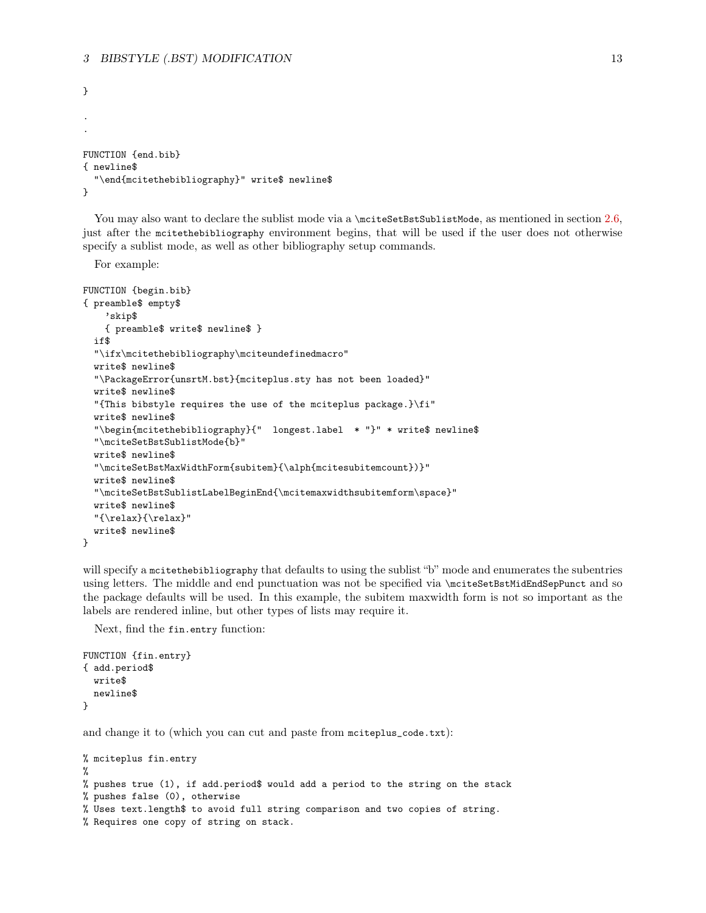```
}

.
.

FUNCTION {end.bib}
{ newline$
  "\end{mcitethebibliography}" write$ newline$
}
```

You may also want to declare the sublist mode via a `\mciteSetBstSublistMode`, as mentioned in section 2.6, just after the `mcitethebibliography` environment begins, that will be used if the user does not otherwise specify a sublist mode, as well as other bibliography setup commands.

For example:

```
FUNCTION {begin.bib}
{ preamble$ empty$
    'skip$
    { preamble$ write$ newline$ }
  if$
  "\ifx\mcitethebibliography\mciteundefinedmacro"
  write$ newline$
  "\PackageError{unsrtM.bst}{mciteplus.sty has not been loaded}"
  write$ newline$
  "{This bibstyle requires the use of the mciteplus package.}\fi"
  write$ newline$
  "\begin{mcitethebibliography}{"  longest.label  * "}" * write$ newline$
  "\mciteSetBstSublistMode{b}"
  write$ newline$
  "\mciteSetBstMaxWidthForm{subitem}{\alph{mcitesubitemcount})}"
  write$ newline$
  "\mciteSetBstSublistLabelBeginEnd{\mcitemaxwidthsubitemform\space}"
  write$ newline$
  "{\relax}{\relax}"
  write$ newline$
}
```

will specify a `mcitethebibliography` that defaults to using the sublist "b" mode and enumerates the subentries using letters. The middle and end punctuation was not be specified via `\mciteSetBstMidEndSepPunct` and so the package defaults will be used. In this example, the subitem maxwidth form is not so important as the labels are rendered inline, but other types of lists may require it.

Next, find the `fin.entry` function:

```
FUNCTION {fin.entry}
{ add.period$
  write$
  newline$
}
```

and change it to (which you can cut and paste from `mciteplus_code.txt`):

```
% mciteplus fin.entry
%
% pushes true (1), if add.period$ would add a period to the string on the stack
% pushes false (0), otherwise
% Uses text.length$ to avoid full string comparison and two copies of string.
% Requires one copy of string on stack.
```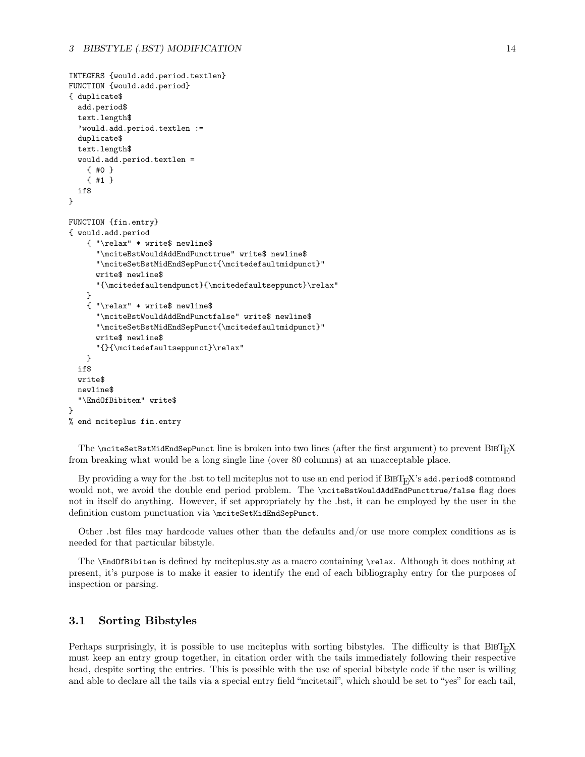```
INTEGERS {would.add.period.textlen}
FUNCTION {would.add.period}
{ duplicate$
  add.period$
  text.length$
  'would.add.period.textlen :=
  duplicate$
  text.length$
  would.add.period.textlen =
    { #0 }
    { #1 }
  if$
}

FUNCTION {fin.entry}
{ would.add.period
    { "\relax" * write$ newline$
      "\mciteBstWouldAddEndPuncttrue" write$ newline$
      "\mciteSetBstMidEndSepPunct{\mcitedefaultmidpunct}"
      write$ newline$
      "{\mcitedefaultendpunct}{\mcitedefaultseppunct}\relax"
    }
    { "\relax" * write$ newline$
      "\mciteBstWouldAddEndPunctfalse" write$ newline$
      "\mciteSetBstMidEndSepPunct{\mcitedefaultmidpunct}"
      write$ newline$
      "{}{\mcitedefaultseppunct}\relax"
    }
  if$
  write$
  newline$
  "\EndOfBibitem" write$
}
% end mciteplus fin.entry
```

The `\mciteSetBstMidEndSepPunct` line is broken into two lines (after the first argument) to prevent BibTeX from breaking what would be a long single line (over 80 columns) at an unacceptable place.

By providing a way for the .bst to tell mciteplus not to use an end period if BibTeX's `add.period$` command would not, we avoid the double end period problem. The `\mciteBstWouldAddEndPuncttrue/false` flag does not in itself do anything. However, if set appropriately by the .bst, it can be employed by the user in the definition custom punctuation via `\mciteSetMidEndSepPunct`.

Other .bst files may hardcode values other than the defaults and/or use more complex conditions as is needed for that particular bibstyle.

The `\EndOfBibitem` is defined by mciteplus.sty as a macro containing `\relax`. Although it does nothing at present, it's purpose is to make it easier to identify the end of each bibliography entry for the purposes of inspection or parsing.

## 3.1 Sorting Bibstyles

Perhaps surprisingly, it is possible to use mciteplus with sorting bibstyles. The difficulty is that BibTeX must keep an entry group together, in citation order with the tails immediately following their respective head, despite sorting the entries. This is possible with the use of special bibstyle code if the user is willing and able to declare all the tails via a special entry field "mcitetail", which should be set to "yes" for each tail,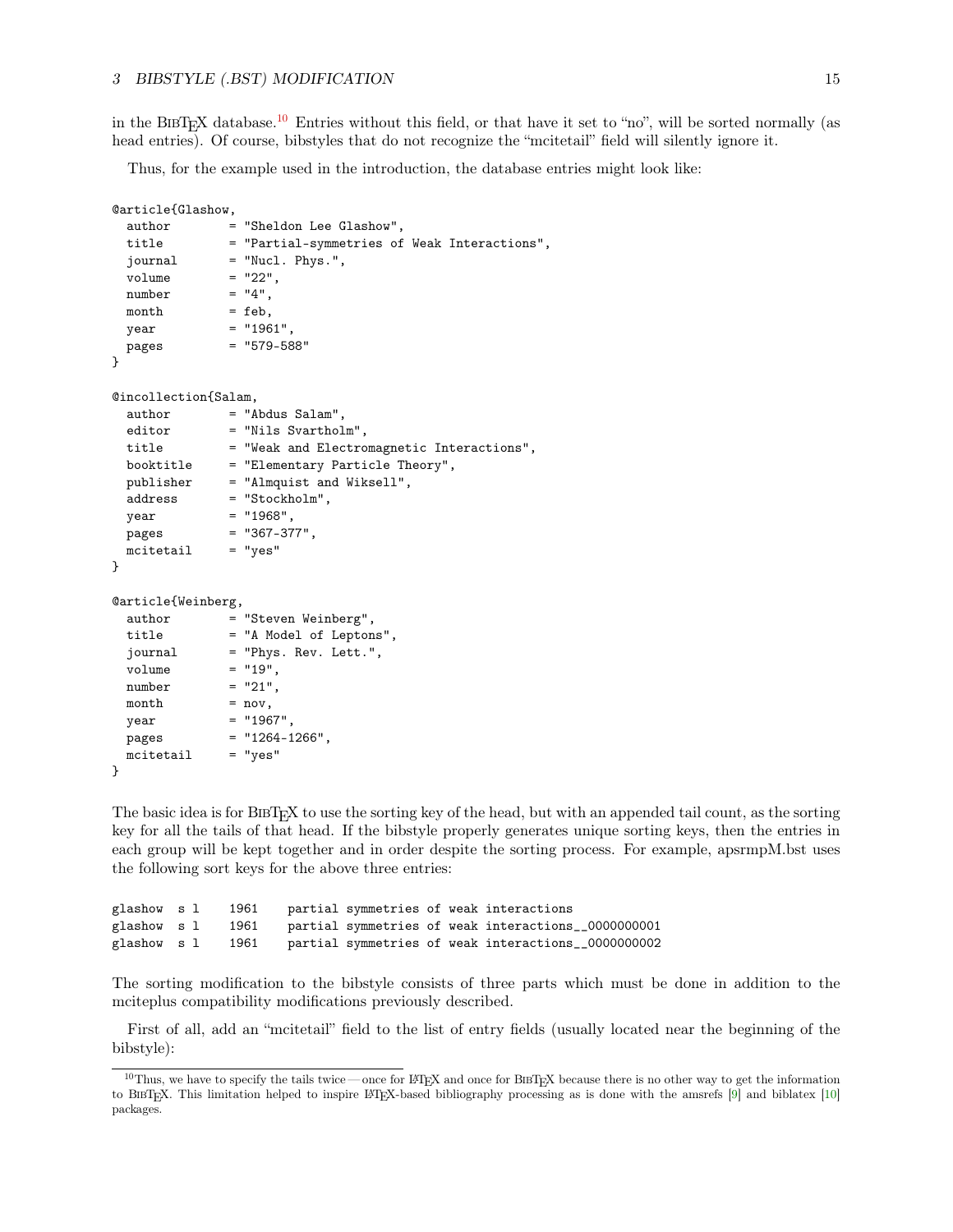in the BibTeX database.[10] Entries without this field, or that have it set to "no", will be sorted normally (as head entries). Of course, bibstyles that do not recognize the "mcitetail" field will silently ignore it.

Thus, for the example used in the introduction, the database entries might look like:

```
@article{Glashow,
  author        = "Sheldon Lee Glashow",
  title         = "Partial-symmetries of Weak Interactions",
  journal       = "Nucl. Phys.",
  volume        = "22",
  number        = "4",
  month         = feb,
  year          = "1961",
  pages         = "579-588"
}

@incollection{Salam,
  author        = "Abdus Salam",
  editor        = "Nils Svartholm",
  title         = "Weak and Electromagnetic Interactions",
  booktitle     = "Elementary Particle Theory",
  publisher     = "Almquist and Wiksell",
  address       = "Stockholm",
  year          = "1968",
  pages         = "367-377",
  mcitetail     = "yes"
}

@article{Weinberg,
  author        = "Steven Weinberg",
  title         = "A Model of Leptons",
  journal       = "Phys. Rev. Lett.",
  volume        = "19",
  number        = "21",
  month         = nov,
  year          = "1967",
  pages         = "1264-1266",
  mcitetail     = "yes"
}
```

The basic idea is for BibTeX to use the sorting key of the head, but with an appended tail count, as the sorting key for all the tails of that head. If the bibstyle properly generates unique sorting keys, then the entries in each group will be kept together and in order despite the sorting process. For example, apsrmpM.bst uses the following sort keys for the above three entries:

```
glashow  s l    1961    partial symmetries of weak interactions
glashow  s l    1961    partial symmetries of weak interactions__0000000001
glashow  s l    1961    partial symmetries of weak interactions__0000000002
```

The sorting modification to the bibstyle consists of three parts which must be done in addition to the mciteplus compatibility modifications previously described.

First of all, add an "mcitetail" field to the list of entry fields (usually located near the beginning of the bibstyle):

[10] Thus, we have to specify the tails twice — once for LaTeX and once for BibTeX because there is no other way to get the information to BibTeX. This limitation helped to inspire LaTeX-based bibliography processing as is done with the amsrefs [9] and biblatex [10] packages.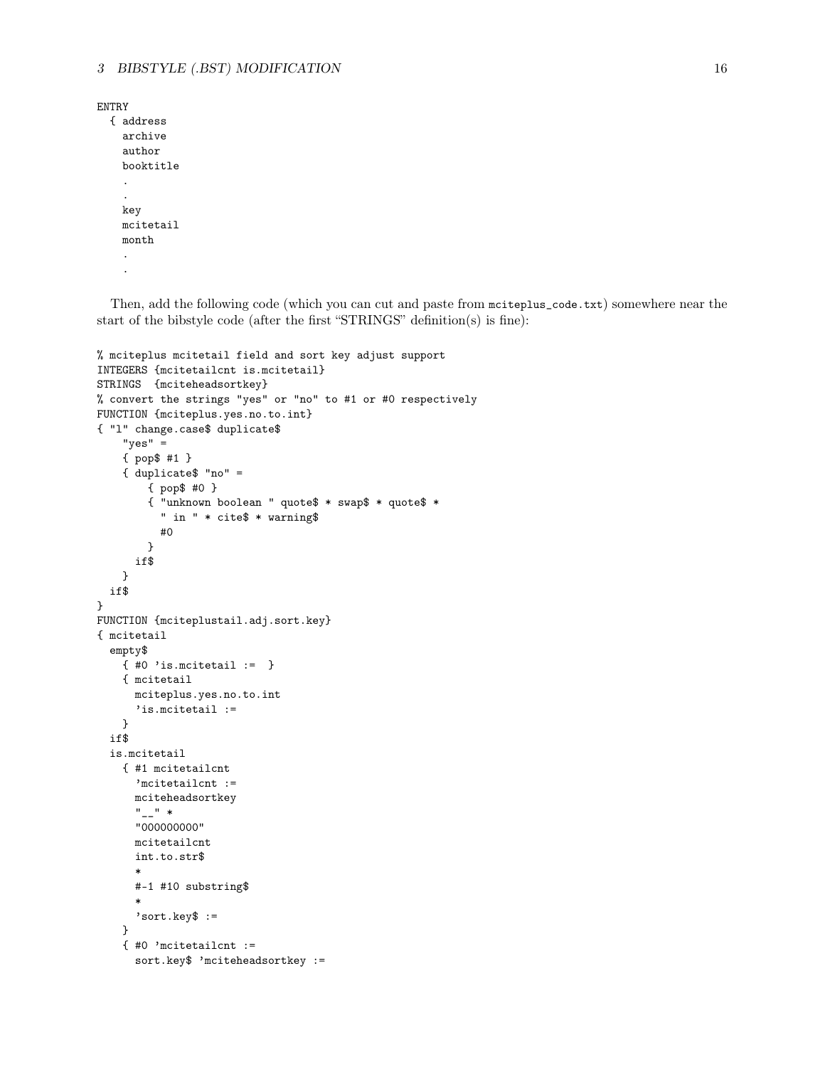```
ENTRY
  { address
    archive
    author
    booktitle
    .
    .
    key
    mcitetail
    month
    .
    .
```

Then, add the following code (which you can cut and paste from `mciteplus_code.txt`) somewhere near the start of the bibstyle code (after the first "STRINGS" definition(s) is fine):

```
% mciteplus mcitetail field and sort key adjust support
INTEGERS {mcitetailcnt is.mcitetail}
STRINGS  {mciteheadsortkey}
% convert the strings "yes" or "no" to #1 or #0 respectively
FUNCTION {mciteplus.yes.no.to.int}
{ "l" change.case$ duplicate$
    "yes" =
    { pop$ #1 }
    { duplicate$ "no" =
        { pop$ #0 }
        { "unknown boolean " quote$ * swap$ * quote$ *
          " in " * cite$ * warning$
          #0
        }
      if$
    }
  if$
}
FUNCTION {mciteplustail.adj.sort.key}
{ mcitetail
  empty$
    { #0 'is.mcitetail :=  }
    { mcitetail
      mciteplus.yes.no.to.int
      'is.mcitetail :=
    }
  if$
  is.mcitetail
    { #1 mcitetailcnt
      'mcitetailcnt :=
      mciteheadsortkey
      "__" *
      "000000000"
      mcitetailcnt
      int.to.str$
      *
      #-1 #10 substring$
      *
      'sort.key$ :=
    }
    { #0 'mcitetailcnt :=
      sort.key$ 'mciteheadsortkey :=
```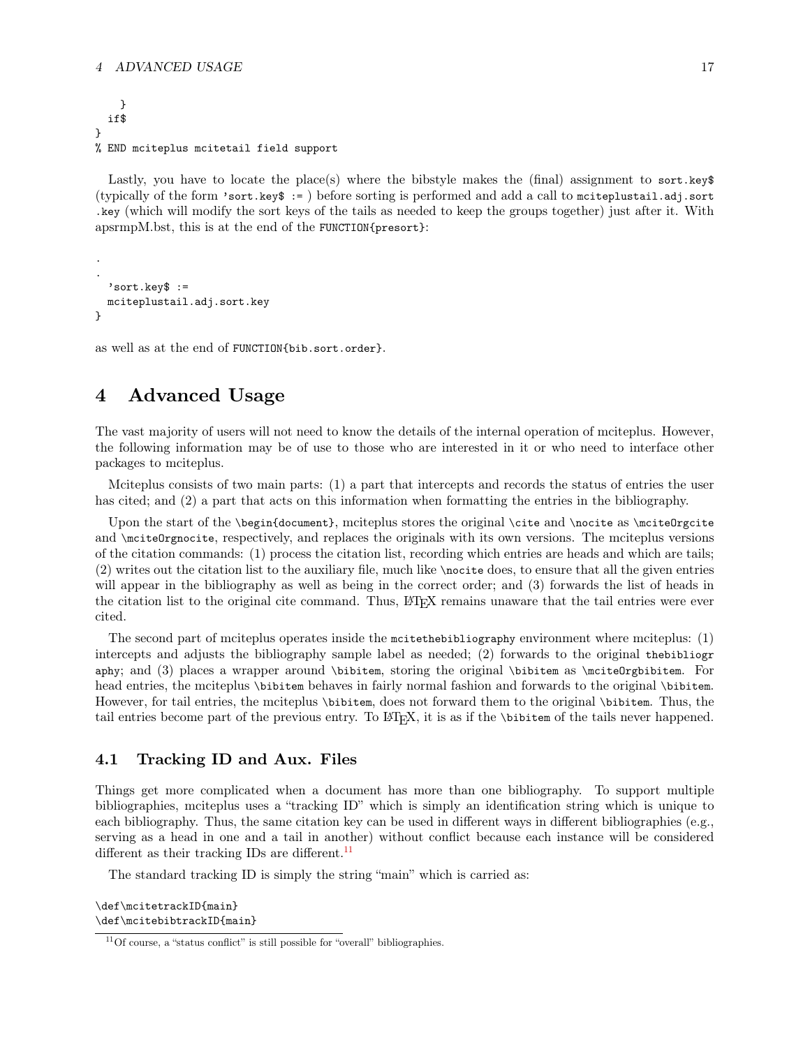```
    }
  if$
}
% END mciteplus mcitetail field support
```

Lastly, you have to locate the place(s) where the bibstyle makes the (final) assignment to `sort.key$` (typically of the form `'sort.key$ :=` ) before sorting is performed and add a call to `mciteplustail.adj.sort.key` (which will modify the sort keys of the tails as needed to keep the groups together) just after it. With apsrmpM.bst, this is at the end of the `FUNCTION{presort}`:

```
.
.
  'sort.key$ :=
  mciteplustail.adj.sort.key
}
```

as well as at the end of `FUNCTION{bib.sort.order}`.

# 4 Advanced Usage

The vast majority of users will not need to know the details of the internal operation of mciteplus. However, the following information may be of use to those who are interested in it or who need to interface other packages to mciteplus.

Mciteplus consists of two main parts: (1) a part that intercepts and records the status of entries the user has cited; and (2) a part that acts on this information when formatting the entries in the bibliography.

Upon the start of the `\begin{document}`, mciteplus stores the original `\cite` and `\nocite` as `\mciteOrgcite` and `\mciteOrgnocite`, respectively, and replaces the originals with its own versions. The mciteplus versions of the citation commands: (1) process the citation list, recording which entries are heads and which are tails; (2) writes out the citation list to the auxiliary file, much like `\nocite` does, to ensure that all the given entries will appear in the bibliography as well as being in the correct order; and (3) forwards the list of heads in the citation list to the original cite command. Thus, LaTeX remains unaware that the tail entries were ever cited.

The second part of mciteplus operates inside the `mcitethebibliography` environment where mciteplus: (1) intercepts and adjusts the bibliography sample label as needed; (2) forwards to the original `thebibliography`; and (3) places a wrapper around `\bibitem`, storing the original `\bibitem` as `\mciteOrgbibitem`. For head entries, the mciteplus `\bibitem` behaves in fairly normal fashion and forwards to the original `\bibitem`. However, for tail entries, the mciteplus `\bibitem`, does not forward them to the original `\bibitem`. Thus, the tail entries become part of the previous entry. To LaTeX, it is as if the `\bibitem` of the tails never happened.

## 4.1 Tracking ID and Aux. Files

Things get more complicated when a document has more than one bibliography. To support multiple bibliographies, mciteplus uses a "tracking ID" which is simply an identification string which is unique to each bibliography. Thus, the same citation key can be used in different ways in different bibliographies (e.g., serving as a head in one and a tail in another) without conflict because each instance will be considered different as their tracking IDs are different.[11]

The standard tracking ID is simply the string "main" which is carried as:

```
\def\mcitetrackID{main}
\def\mcitebibtrackID{main}
```

[11] Of course, a "status conflict" is still possible for "overall" bibliographies.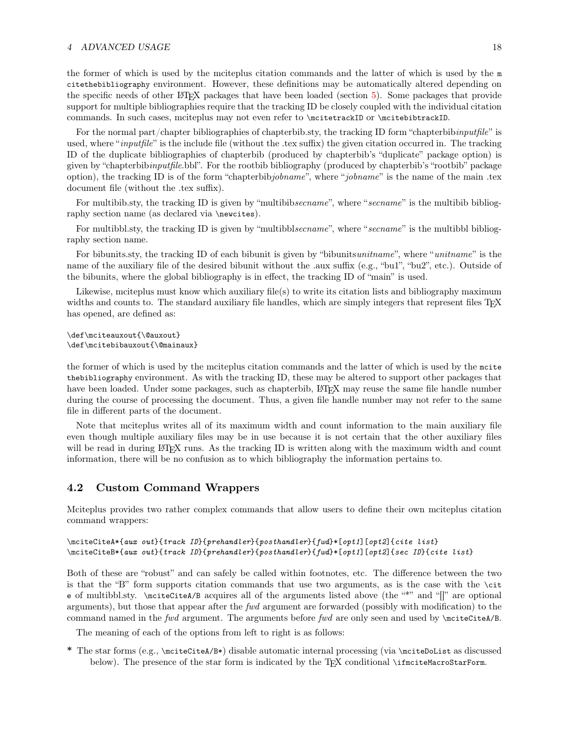the former of which is used by the mciteplus citation commands and the latter of which is used by the `mcitethebibliography` environment. However, these definitions may be automatically altered depending on the specific needs of other LaTeX packages that have been loaded (section 5). Some packages that provide support for multiple bibliographies require that the tracking ID be closely coupled with the individual citation commands. In such cases, mciteplus may not even refer to `\mcitetrackID` or `\mcitebibtrackID`.

For the normal part/chapter bibliographies of chapterbib.sty, the tracking ID form "chapterbib*inputfile*" is used, where "*inputfile*" is the include file (without the .tex suffix) the given citation occurred in. The tracking ID of the duplicate bibliographies of chapterbib (produced by chapterbib's "duplicate" package option) is given by "chapterbib*inputfile*.bbl". For the rootbib bibliography (produced by chapterbib's "rootbib" package option), the tracking ID is of the form "chapterbib*jobname*", where "*jobname*" is the name of the main .tex document file (without the .tex suffix).

For multibib.sty, the tracking ID is given by "multibib*secname*", where "*secname*" is the multibib bibliography section name (as declared via `\newcites`).

For multibbl.sty, the tracking ID is given by "multibbl*secname*", where "*secname*" is the multibbl bibliography section name.

For bibunits.sty, the tracking ID of each bibunit is given by "bibunits*unitname*", where "*unitname*" is the name of the auxiliary file of the desired bibunit without the .aux suffix (e.g., "bu1", "bu2", etc.). Outside of the bibunits, where the global bibliography is in effect, the tracking ID of "main" is used.

Likewise, mciteplus must know which auxiliary file(s) to write its citation lists and bibliography maximum widths and counts to. The standard auxiliary file handles, which are simply integers that represent files TeX has opened, are defined as:

```
\def\mciteauxout{\@auxout}
\def\mcitebibauxout{\@mainaux}
```

the former of which is used by the mciteplus citation commands and the latter of which is used by the `mcitethebibliography` environment. As with the tracking ID, these may be altered to support other packages that have been loaded. Under some packages, such as chapterbib, LaTeX may reuse the same file handle number during the course of processing the document. Thus, a given file handle number may not refer to the same file in different parts of the document.

Note that mciteplus writes all of its maximum width and count information to the main auxiliary file even though multiple auxiliary files may be in use because it is not certain that the other auxiliary files will be read in during LaTeX runs. As the tracking ID is written along with the maximum width and count information, there will be no confusion as to which bibliography the information pertains to.

## 4.2 Custom Command Wrappers

Mciteplus provides two rather complex commands that allow users to define their own mciteplus citation command wrappers:

```
\mciteCiteA*{aux out}{track ID}{prehandler}{posthandler}{fwd}*[opt1][opt2]{cite list}
\mciteCiteB*{aux out}{track ID}{prehandler}{posthandler}{fwd}*[opt1][opt2]{sec ID}{cite list}
```

Both of these are "robust" and can safely be called within footnotes, etc. The difference between the two is that the "B" form supports citation commands that use two arguments, as is the case with the `\cite` of multibbl.sty. `\mciteCiteA/B` acquires all of the arguments listed above (the "*" and "[]" are optional arguments), but those that appear after the *fwd* argument are forwarded (possibly with modification) to the command named in the *fwd* argument. The arguments before *fwd* are only seen and used by `\mciteCiteA/B`.

The meaning of each of the options from left to right is as follows:

* The star forms (e.g., `\mciteCiteA/B*`) disable automatic internal processing (via `\mciteDoList` as discussed below). The presence of the star form is indicated by the TeX conditional `\ifmciteMacroStarForm`.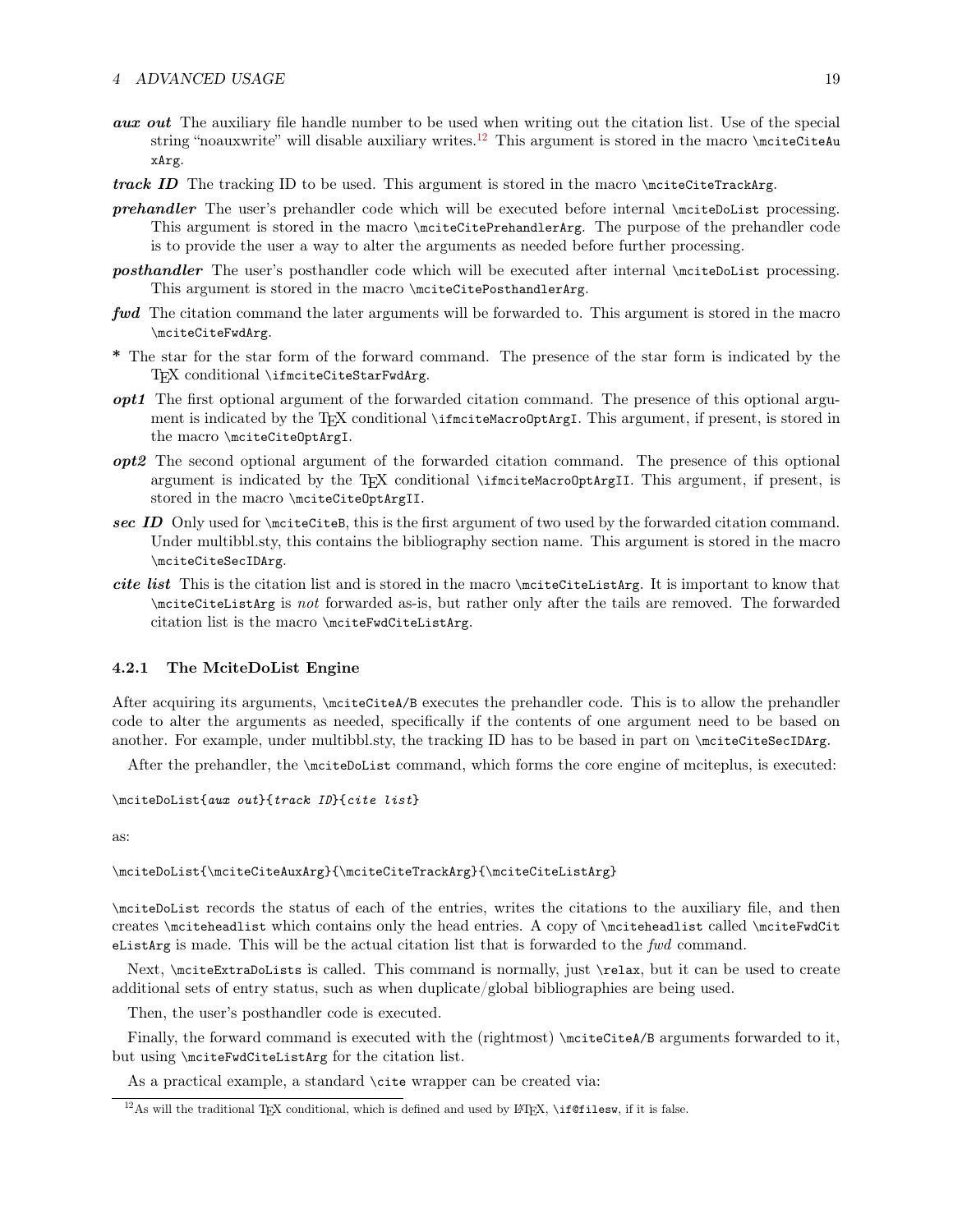***aux out*** The auxiliary file handle number to be used when writing out the citation list. Use of the special string "noauxwrite" will disable auxiliary writes.[12] This argument is stored in the macro `\mciteCiteAuxArg`.

***track ID*** The tracking ID to be used. This argument is stored in the macro `\mciteCiteTrackArg`.

***prehandler*** The user's prehandler code which will be executed before internal `\mciteDoList` processing. This argument is stored in the macro `\mciteCitePrehandlerArg`. The purpose of the prehandler code is to provide the user a way to alter the arguments as needed before further processing.

***posthandler*** The user's posthandler code which will be executed after internal `\mciteDoList` processing. This argument is stored in the macro `\mciteCitePosthandlerArg`.

***fwd*** The citation command the later arguments will be forwarded to. This argument is stored in the macro `\mciteCiteFwdArg`.

**\*** The star for the star form of the forward command. The presence of the star form is indicated by the TEX conditional `\ifmciteCiteStarFwdArg`.

***opt1*** The first optional argument of the forwarded citation command. The presence of this optional argument is indicated by the TEX conditional `\ifmciteMacroOptArgI`. This argument, if present, is stored in the macro `\mciteCiteOptArgI`.

***opt2*** The second optional argument of the forwarded citation command. The presence of this optional argument is indicated by the TEX conditional `\ifmciteMacroOptArgII`. This argument, if present, is stored in the macro `\mciteCiteOptArgII`.

***sec ID*** Only used for `\mciteCiteB`, this is the first argument of two used by the forwarded citation command. Under multibbl.sty, this contains the bibliography section name. This argument is stored in the macro `\mciteCiteSecIDArg`.

***cite list*** This is the citation list and is stored in the macro `\mciteCiteListArg`. It is important to know that `\mciteCiteListArg` is *not* forwarded as-is, but rather only after the tails are removed. The forwarded citation list is the macro `\mciteFwdCiteListArg`.

### 4.2.1 The McitedoList Engine

After acquiring its arguments, `\mciteCiteA/B` executes the prehandler code. This is to allow the prehandler code to alter the arguments as needed, specifically if the contents of one argument need to be based on another. For example, under multibbl.sty, the tracking ID has to be based in part on `\mciteCiteSecIDArg`.

After the prehandler, the `\mciteDoList` command, which forms the core engine of mciteplus, is executed:

```
\mciteDoList{aux out}{track ID}{cite list}
```

as:

```
\mciteDoList{\mciteCiteAuxArg}{\mciteCiteTrackArg}{\mciteCiteListArg}
```

`\mciteDoList` records the status of each of the entries, writes the citations to the auxiliary file, and then creates `\mciteheadlist` which contains only the head entries. A copy of `\mciteheadlist` called `\mciteFwdCiteListArg` is made. This will be the actual citation list that is forwarded to the *fwd* command.

Next, `\mciteExtraDoLists` is called. This command is normally, just `\relax`, but it can be used to create additional sets of entry status, such as when duplicate/global bibliographies are being used.

Then, the user's posthandler code is executed.

Finally, the forward command is executed with the (rightmost) `\mciteCiteA/B` arguments forwarded to it, but using `\mciteFwdCiteListArg` for the citation list.

As a practical example, a standard `\cite` wrapper can be created via:

[12] As will the traditional TEX conditional, which is defined and used by LATEX, `\if@filesw`, if it is false.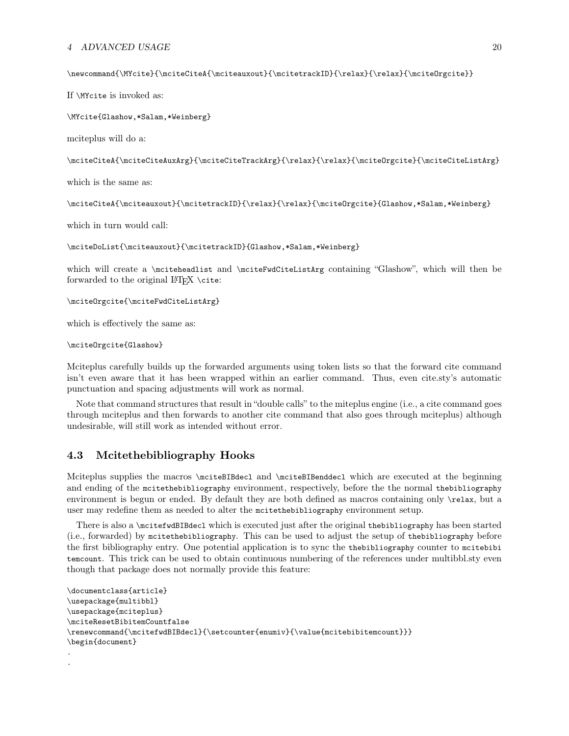```
\newcommand{\MYcite}{\mciteCiteA{\mciteauxout}{\mcitetrackID}{\relax}{\relax}{\mciteOrgcite}}
```

If `\MYcite` is invoked as:

```
\MYcite{Glashow,*Salam,*Weinberg}
```

mciteplus will do a:

```
\mciteCiteA{\mciteCiteAuxArg}{\mciteCiteTrackArg}{\relax}{\relax}{\mciteOrgcite}{\mciteCiteListArg}
```

which is the same as:

```
\mciteCiteA{\mciteauxout}{\mcitetrackID}{\relax}{\relax}{\mciteOrgcite}{Glashow,*Salam,*Weinberg}
```

which in turn would call:

```
\mciteDoList{\mciteauxout}{\mcitetrackID}{Glashow,*Salam,*Weinberg}
```

which will create a `\mciteheadlist` and `\mciteFwdCiteListArg` containing "Glashow", which will then be forwarded to the original LaTeX `\cite`:

```
\mciteOrgcite{\mciteFwdCiteListArg}
```

which is effectively the same as:

```
\mciteOrgcite{Glashow}
```

Mciteplus carefully builds up the forwarded arguments using token lists so that the forward cite command isn't even aware that it has been wrapped within an earlier command. Thus, even cite.sty's automatic punctuation and spacing adjustments will work as normal.

Note that command structures that result in "double calls" to the miteplus engine (i.e., a cite command goes through mciteplus and then forwards to another cite command that also goes through mciteplus) although undesirable, will still work as intended without error.

## 4.3 Mcitethebibliography Hooks

Mciteplus supplies the macros `\mciteBIBdecl` and `\mciteBIBenddecl` which are executed at the beginning and ending of the `mcitethebibliography` environment, respectively, before the the normal `thebibliography` environment is begun or ended. By default they are both defined as macros containing only `\relax`, but a user may redefine them as needed to alter the `mcitethebibliography` environment setup.

There is also a `\mcitefwdBIBdecl` which is executed just after the original `thebibliography` has been started (i.e., forwarded) by `mcitethebibliography`. This can be used to adjust the setup of `thebibliography` before the first bibliography entry. One potential application is to sync the `thebibliography` counter to `mcitebibitemcount`. This trick can be used to obtain continuous numbering of the references under multibbl.sty even though that package does not normally provide this feature:

```
\documentclass{article}
\usepackage{multibbl}
\usepackage{mciteplus}
\mciteResetBibitemCountfalse
\renewcommand{\mcitefwdBIBdecl}{\setcounter{enumiv}{\value{mcitebibitemcount}}}
\begin{document}
.
.
```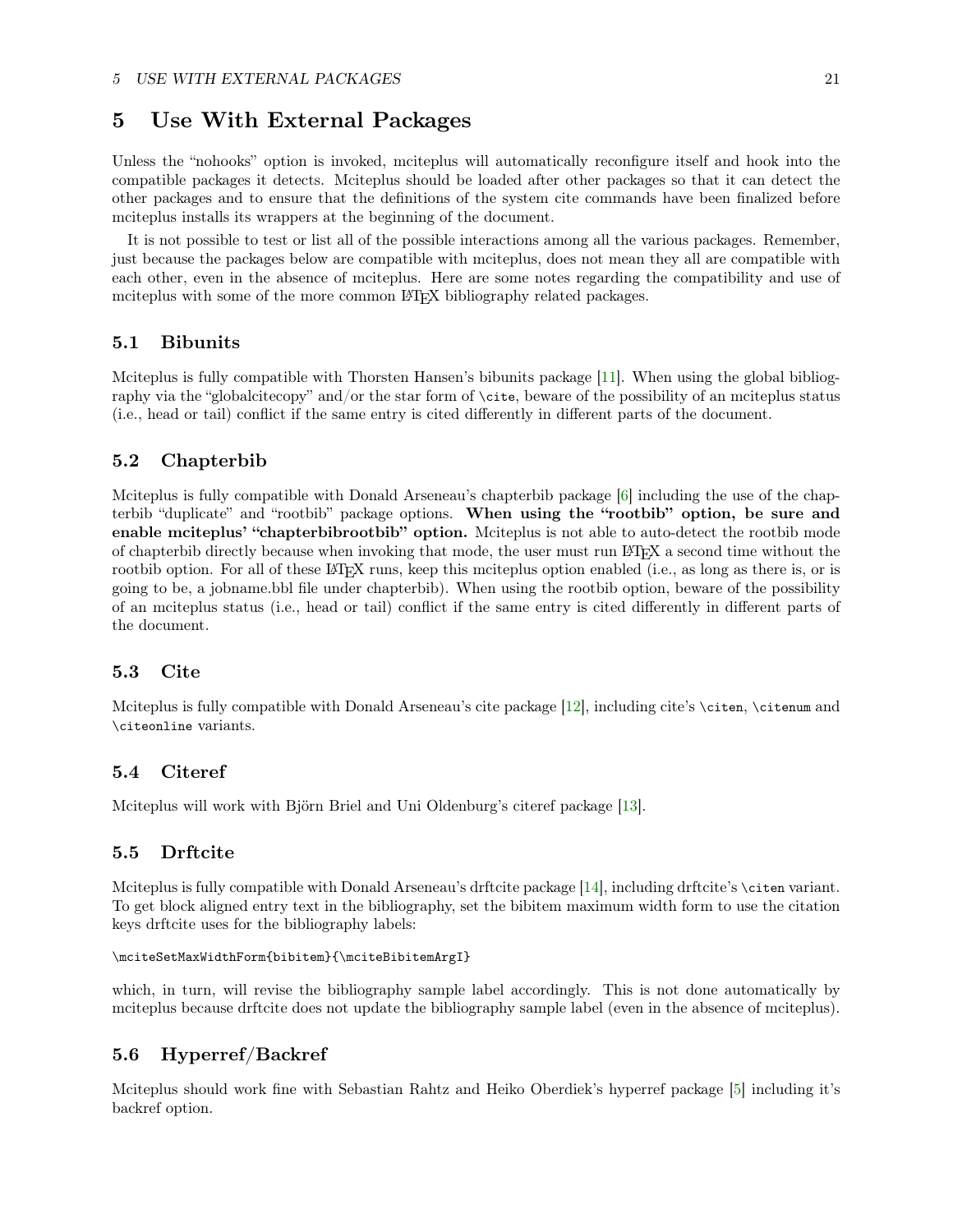# 5 Use With External Packages

Unless the "nohooks" option is invoked, mciteplus will automatically reconfigure itself and hook into the compatible packages it detects. Mciteplus should be loaded after other packages so that it can detect the other packages and to ensure that the definitions of the system cite commands have been finalized before mciteplus installs its wrappers at the beginning of the document.

It is not possible to test or list all of the possible interactions among all the various packages. Remember, just because the packages below are compatible with mciteplus, does not mean they all are compatible with each other, even in the absence of mciteplus. Here are some notes regarding the compatibility and use of mciteplus with some of the more common LaTeX bibliography related packages.

## 5.1 Bibunits

Mciteplus is fully compatible with Thorsten Hansen's bibunits package [11]. When using the global bibliography via the "globalcitecopy" and/or the star form of `\cite`, beware of the possibility of an mciteplus status (i.e., head or tail) conflict if the same entry is cited differently in different parts of the document.

## 5.2 Chapterbib

Mciteplus is fully compatible with Donald Arseneau's chapterbib package [6] including the use of the chapterbib "duplicate" and "rootbib" package options. **When using the "rootbib" option, be sure and enable mciteplus' "chapterbibrootbib" option.** Mciteplus is not able to auto-detect the rootbib mode of chapterbib directly because when invoking that mode, the user must run LaTeX a second time without the rootbib option. For all of these LaTeX runs, keep this mciteplus option enabled (i.e., as long as there is, or is going to be, a jobname.bbl file under chapterbib). When using the rootbib option, beware of the possibility of an mciteplus status (i.e., head or tail) conflict if the same entry is cited differently in different parts of the document.

## 5.3 Cite

Mciteplus is fully compatible with Donald Arseneau's cite package [12], including cite's `\citen`, `\citenum` and `\citeonline` variants.

## 5.4 Citeref

Mciteplus will work with Björn Briel and Uni Oldenburg's citeref package [13].

## 5.5 Drftcite

Mciteplus is fully compatible with Donald Arseneau's drftcite package [14], including drftcite's `\citen` variant. To get block aligned entry text in the bibliography, set the bibitem maximum width form to use the citation keys drftcite uses for the bibliography labels:

```
\mciteSetMaxWidthForm{bibitem}{\mciteBibitemArgI}
```

which, in turn, will revise the bibliography sample label accordingly. This is not done automatically by mciteplus because drftcite does not update the bibliography sample label (even in the absence of mciteplus).

## 5.6 Hyperref/Backref

Mciteplus should work fine with Sebastian Rahtz and Heiko Oberdiek's hyperref package [5] including it's backref option.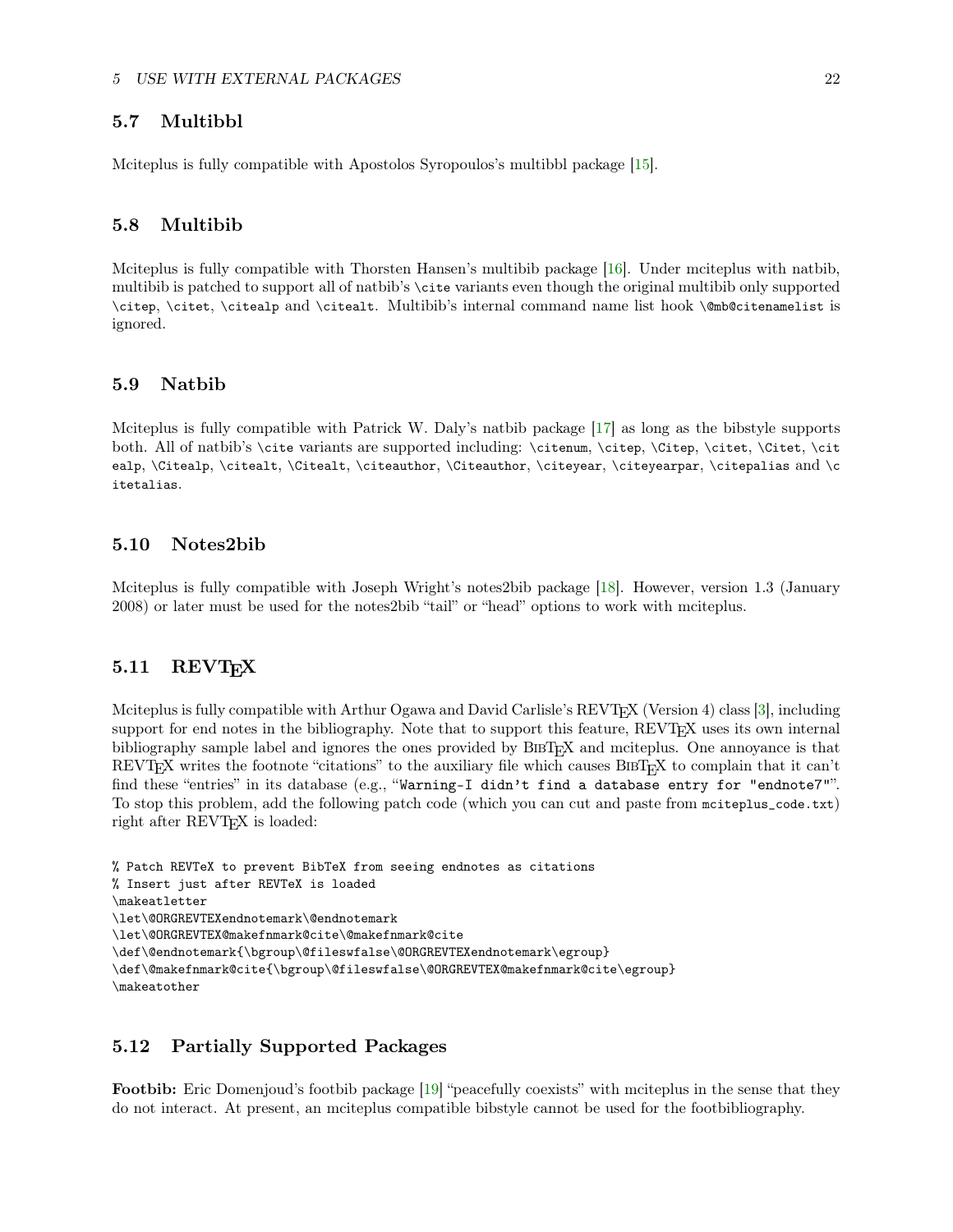### 5.7 Multibbl

Mciteplus is fully compatible with Apostolos Syropoulos's multibbl package [15].

### 5.8 Multibib

Mciteplus is fully compatible with Thorsten Hansen's multibib package [16]. Under mciteplus with natbib, multibib is patched to support all of natbib's `\cite` variants even though the original multibib only supported `\citep`, `\citet`, `\citealp` and `\citealt`. Multibib's internal command name list hook `\@mb@citenamelist` is ignored.

### 5.9 Natbib

Mciteplus is fully compatible with Patrick W. Daly's natbib package [17] as long as the bibstyle supports both. All of natbib's `\cite` variants are supported including: `\citenum`, `\citep`, `\Citep`, `\citet`, `\Citet`, `\citealp`, `\Citealp`, `\citealt`, `\Citealt`, `\citeauthor`, `\Citeauthor`, `\citeyear`, `\citeyearpar`, `\citepalias` and `\citetalias`.

### 5.10 Notes2bib

Mciteplus is fully compatible with Joseph Wright's notes2bib package [18]. However, version 1.3 (January 2008) or later must be used for the notes2bib "tail" or "head" options to work with mciteplus.

### 5.11 REVTEX

Mciteplus is fully compatible with Arthur Ogawa and David Carlisle's REVTEX (Version 4) class [3], including support for end notes in the bibliography. Note that to support this feature, REVTEX uses its own internal bibliography sample label and ignores the ones provided by BIBTEX and mciteplus. One annoyance is that REVTEX writes the footnote "citations" to the auxiliary file which causes BIBTEX to complain that it can't find these "entries" in its database (e.g., "`Warning-I didn't find a database entry for "endnote7"`". To stop this problem, add the following patch code (which you can cut and paste from `mciteplus_code.txt`) right after REVTEX is loaded:

```
% Patch REVTeX to prevent BibTeX from seeing endnotes as citations
% Insert just after REVTeX is loaded
\makeatletter
\let\@ORGREVTEXendnotemark\@endnotemark
\let\@ORGREVTEX@makefnmark@cite\@makefnmark@cite
\def\@endnotemark{\bgroup\@fileswfalse\@ORGREVTEXendnotemark\egroup}
\def\@makefnmark@cite{\bgroup\@fileswfalse\@ORGREVTEX@makefnmark@cite\egroup}
\makeatother
```

### 5.12 Partially Supported Packages

**Footbib:** Eric Domenjoud's footbib package [19] "peacefully coexists" with mciteplus in the sense that they do not interact. At present, an mciteplus compatible bibstyle cannot be used for the footbibliography.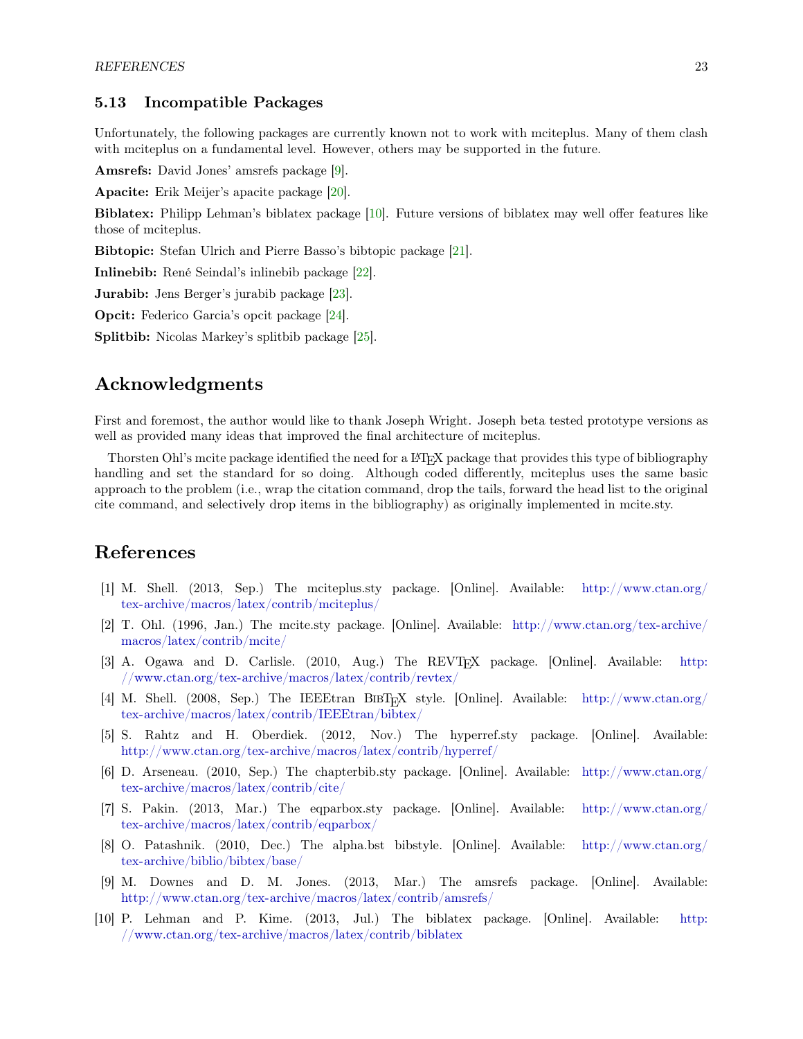### 5.13 Incompatible Packages

Unfortunately, the following packages are currently known not to work with mciteplus. Many of them clash with mciteplus on a fundamental level. However, others may be supported in the future.

**Amsrefs:** David Jones' amsrefs package [9].

**Apacite:** Erik Meijer's apacite package [20].

**Biblatex:** Philipp Lehman's biblatex package [10]. Future versions of biblatex may well offer features like those of mciteplus.

**Bibtopic:** Stefan Ulrich and Pierre Basso's bibtopic package [21].

**Inlinebib:** René Seindal's inlinebib package [22].

**Jurabib:** Jens Berger's jurabib package [23].

**Opcit:** Federico Garcia's opcit package [24].

**Splitbib:** Nicolas Markey's splitbib package [25].

## Acknowledgments

First and foremost, the author would like to thank Joseph Wright. Joseph beta tested prototype versions as well as provided many ideas that improved the final architecture of mciteplus.

Thorsten Ohl's mcite package identified the need for a LaTeX package that provides this type of bibliography handling and set the standard for so doing. Although coded differently, mciteplus uses the same basic approach to the problem (i.e., wrap the citation command, drop the tails, forward the head list to the original cite command, and selectively drop items in the bibliography) as originally implemented in mcite.sty.

## References

[1] M. Shell. (2013, Sep.) The mciteplus.sty package. [Online]. Available: http://www.ctan.org/tex-archive/macros/latex/contrib/mciteplus/

[2] T. Ohl. (1996, Jan.) The mcite.sty package. [Online]. Available: http://www.ctan.org/tex-archive/macros/latex/contrib/mcite/

[3] A. Ogawa and D. Carlisle. (2010, Aug.) The REVTeX package. [Online]. Available: http://www.ctan.org/tex-archive/macros/latex/contrib/revtex/

[4] M. Shell. (2008, Sep.) The IEEEtran BibTeX style. [Online]. Available: http://www.ctan.org/tex-archive/macros/latex/contrib/IEEEtran/bibtex/

[5] S. Rahtz and H. Oberdiek. (2012, Nov.) The hyperref.sty package. [Online]. Available: http://www.ctan.org/tex-archive/macros/latex/contrib/hyperref/

[6] D. Arseneau. (2010, Sep.) The chapterbib.sty package. [Online]. Available: http://www.ctan.org/tex-archive/macros/latex/contrib/cite/

[7] S. Pakin. (2013, Mar.) The eqparbox.sty package. [Online]. Available: http://www.ctan.org/tex-archive/macros/latex/contrib/eqparbox/

[8] O. Patashnik. (2010, Dec.) The alpha.bst bibstyle. [Online]. Available: http://www.ctan.org/tex-archive/biblio/bibtex/base/

[9] M. Downes and D. M. Jones. (2013, Mar.) The amsrefs package. [Online]. Available: http://www.ctan.org/tex-archive/macros/latex/contrib/amsrefs/

[10] P. Lehman and P. Kime. (2013, Jul.) The biblatex package. [Online]. Available: http://www.ctan.org/tex-archive/macros/latex/contrib/biblatex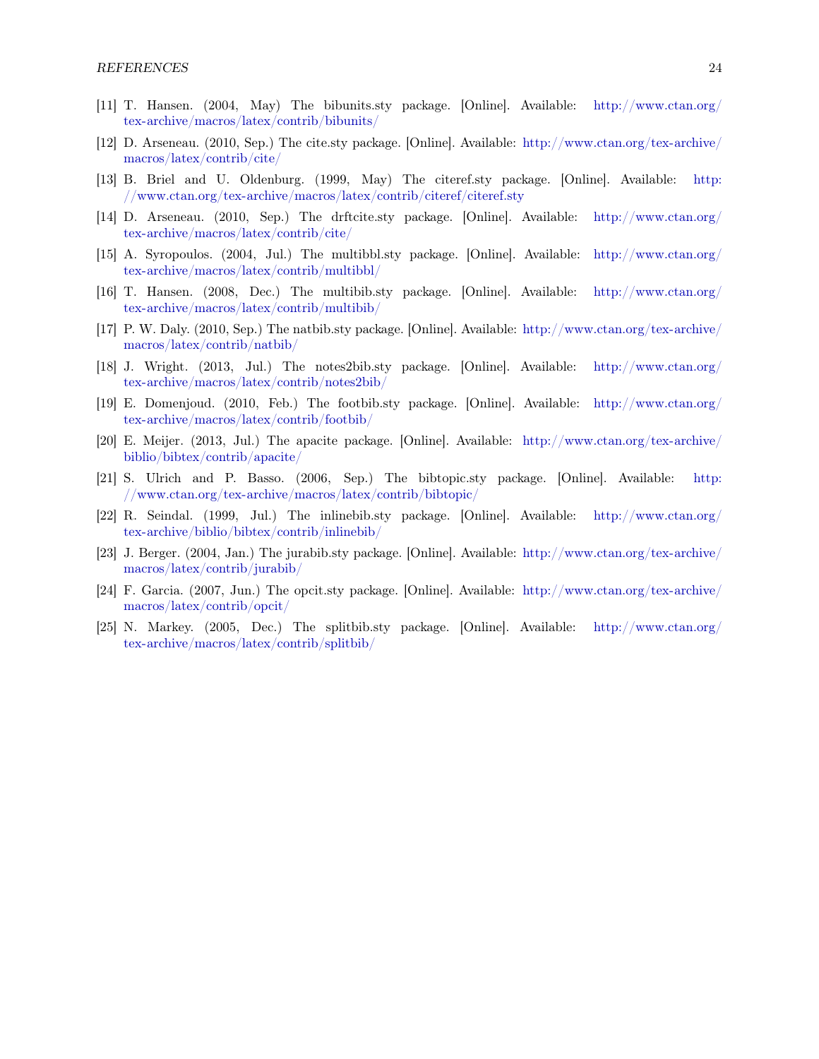[11] T. Hansen. (2004, May) The bibunits.sty package. [Online]. Available: http://www.ctan.org/tex-archive/macros/latex/contrib/bibunits/

[12] D. Arseneau. (2010, Sep.) The cite.sty package. [Online]. Available: http://www.ctan.org/tex-archive/macros/latex/contrib/cite/

[13] B. Briel and U. Oldenburg. (1999, May) The citeref.sty package. [Online]. Available: http://www.ctan.org/tex-archive/macros/latex/contrib/citeref/citeref.sty

[14] D. Arseneau. (2010, Sep.) The drftcite.sty package. [Online]. Available: http://www.ctan.org/tex-archive/macros/latex/contrib/cite/

[15] A. Syropoulos. (2004, Jul.) The multibbl.sty package. [Online]. Available: http://www.ctan.org/tex-archive/macros/latex/contrib/multibbl/

[16] T. Hansen. (2008, Dec.) The multibib.sty package. [Online]. Available: http://www.ctan.org/tex-archive/macros/latex/contrib/multibib/

[17] P. W. Daly. (2010, Sep.) The natbib.sty package. [Online]. Available: http://www.ctan.org/tex-archive/macros/latex/contrib/natbib/

[18] J. Wright. (2013, Jul.) The notes2bib.sty package. [Online]. Available: http://www.ctan.org/tex-archive/macros/latex/contrib/notes2bib/

[19] E. Domenjoud. (2010, Feb.) The footbib.sty package. [Online]. Available: http://www.ctan.org/tex-archive/macros/latex/contrib/footbib/

[20] E. Meijer. (2013, Jul.) The apacite package. [Online]. Available: http://www.ctan.org/tex-archive/biblio/bibtex/contrib/apacite/

[21] S. Ulrich and P. Basso. (2006, Sep.) The bibtopic.sty package. [Online]. Available: http://www.ctan.org/tex-archive/macros/latex/contrib/bibtopic/

[22] R. Seindal. (1999, Jul.) The inlinebib.sty package. [Online]. Available: http://www.ctan.org/tex-archive/biblio/bibtex/contrib/inlinebib/

[23] J. Berger. (2004, Jan.) The jurabib.sty package. [Online]. Available: http://www.ctan.org/tex-archive/macros/latex/contrib/jurabib/

[24] F. Garcia. (2007, Jun.) The opcit.sty package. [Online]. Available: http://www.ctan.org/tex-archive/macros/latex/contrib/opcit/

[25] N. Markey. (2005, Dec.) The splitbib.sty package. [Online]. Available: http://www.ctan.org/tex-archive/macros/latex/contrib/splitbib/